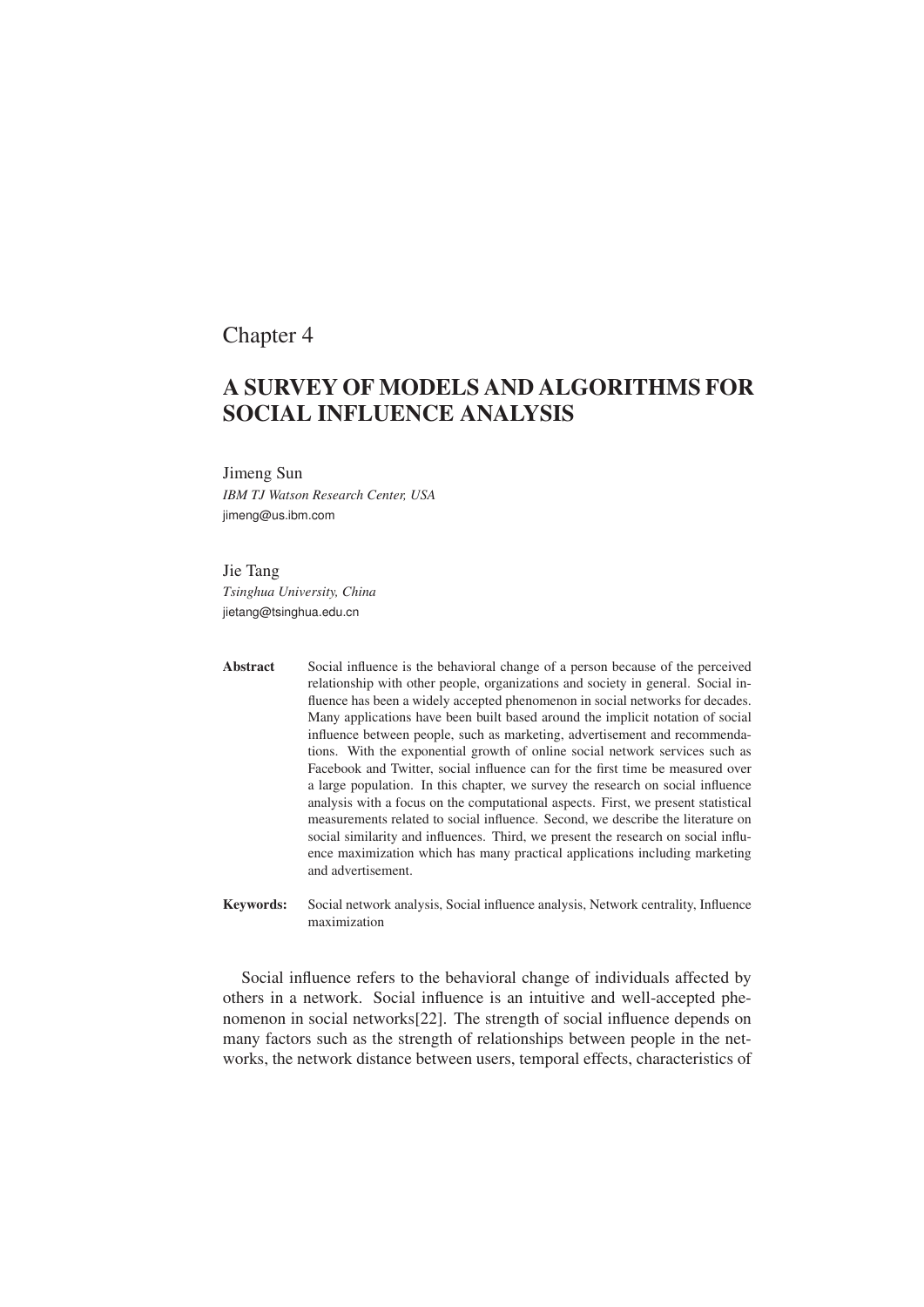Chapter 4

# A SURVEY OF MODELS AND ALGORITHMS FOR SOCIAL INFLUENCE ANALYSIS

Jimeng Sun
*IBM TJ Watson Research Center, USA*
jimeng@us.ibm.com

Jie Tang
*Tsinghua University, China*
jietang@tsinghua.edu.cn

**Abstract** Social influence is the behavioral change of a person because of the perceived relationship with other people, organizations and society in general. Social influence has been a widely accepted phenomenon in social networks for decades. Many applications have been built based around the implicit notation of social influence between people, such as marketing, advertisement and recommendations. With the exponential growth of online social network services such as Facebook and Twitter, social influence can for the first time be measured over a large population. In this chapter, we survey the research on social influence analysis with a focus on the computational aspects. First, we present statistical measurements related to social influence. Second, we describe the literature on social similarity and influences. Third, we present the research on social influence maximization which has many practical applications including marketing and advertisement.

**Keywords:** Social network analysis, Social influence analysis, Network centrality, Influence maximization

Social influence refers to the behavioral change of individuals affected by others in a network. Social influence is an intuitive and well-accepted phenomenon in social networks[22]. The strength of social influence depends on many factors such as the strength of relationships between people in the networks, the network distance between users, temporal effects, characteristics of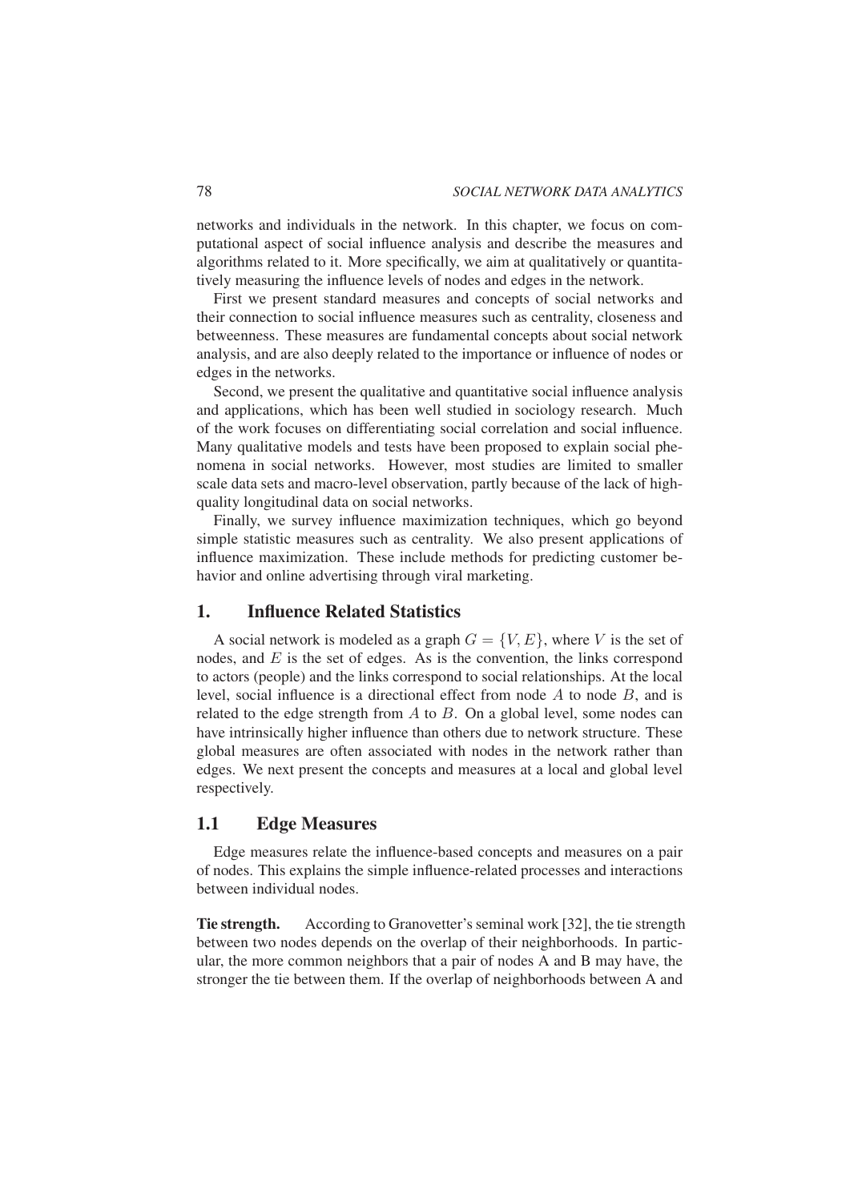networks and individuals in the network. In this chapter, we focus on computational aspect of social influence analysis and describe the measures and algorithms related to it. More specifically, we aim at qualitatively or quantitatively measuring the influence levels of nodes and edges in the network.

First we present standard measures and concepts of social networks and their connection to social influence measures such as centrality, closeness and betweenness. These measures are fundamental concepts about social network analysis, and are also deeply related to the importance or influence of nodes or edges in the networks.

Second, we present the qualitative and quantitative social influence analysis and applications, which has been well studied in sociology research. Much of the work focuses on differentiating social correlation and social influence. Many qualitative models and tests have been proposed to explain social phenomena in social networks. However, most studies are limited to smaller scale data sets and macro-level observation, partly because of the lack of high-quality longitudinal data on social networks.

Finally, we survey influence maximization techniques, which go beyond simple statistic measures such as centrality. We also present applications of influence maximization. These include methods for predicting customer behavior and online advertising through viral marketing.

## 1. Influence Related Statistics

A social network is modeled as a graph $G = \{V, E\}$, where $V$ is the set of nodes, and $E$ is the set of edges. As is the convention, the links correspond to actors (people) and the links correspond to social relationships. At the local level, social influence is a directional effect from node $A$ to node $B$, and is related to the edge strength from $A$ to $B$. On a global level, some nodes can have intrinsically higher influence than others due to network structure. These global measures are often associated with nodes in the network rather than edges. We next present the concepts and measures at a local and global level respectively.

### 1.1 Edge Measures

Edge measures relate the influence-based concepts and measures on a pair of nodes. This explains the simple influence-related processes and interactions between individual nodes.

**Tie strength.** According to Granovetter's seminal work [32], the tie strength between two nodes depends on the overlap of their neighborhoods. In particular, the more common neighbors that a pair of nodes A and B may have, the stronger the tie between them. If the overlap of neighborhoods between A and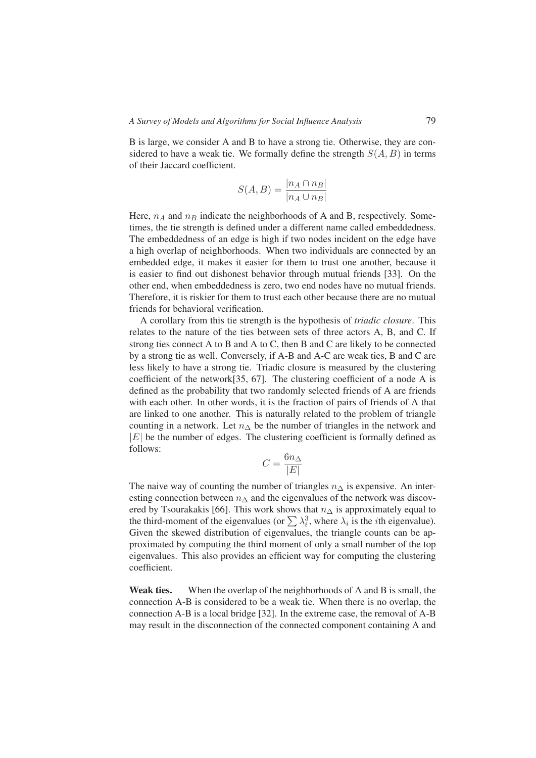B is large, we consider A and B to have a strong tie. Otherwise, they are considered to have a weak tie. We formally define the strength $S(A, B)$ in terms of their Jaccard coefficient.

$$S(A, B) = \frac{|n_A \cap n_B|}{|n_A \cup n_B|}$$

Here, $n_A$ and $n_B$ indicate the neighborhoods of A and B, respectively. Sometimes, the tie strength is defined under a different name called embeddedness. The embeddedness of an edge is high if two nodes incident on the edge have a high overlap of neighborhoods. When two individuals are connected by an embedded edge, it makes it easier for them to trust one another, because it is easier to find out dishonest behavior through mutual friends [33]. On the other end, when embeddedness is zero, two end nodes have no mutual friends. Therefore, it is riskier for them to trust each other because there are no mutual friends for behavioral verification.

A corollary from this tie strength is the hypothesis of *triadic closure*. This relates to the nature of the ties between sets of three actors A, B, and C. If strong ties connect A to B and A to C, then B and C are likely to be connected by a strong tie as well. Conversely, if A-B and A-C are weak ties, B and C are less likely to have a strong tie. Triadic closure is measured by the clustering coefficient of the network[35, 67]. The clustering coefficient of a node A is defined as the probability that two randomly selected friends of A are friends with each other. In other words, it is the fraction of pairs of friends of A that are linked to one another. This is naturally related to the problem of triangle counting in a network. Let $n_\Delta$ be the number of triangles in the network and $|E|$ be the number of edges. The clustering coefficient is formally defined as follows:

$$C = \frac{6n_\Delta}{|E|}$$

The naive way of counting the number of triangles $n_\Delta$ is expensive. An interesting connection between $n_\Delta$ and the eigenvalues of the network was discovered by Tsourakakis [66]. This work shows that $n_\Delta$ is approximately equal to the third-moment of the eigenvalues (or $\sum \lambda_i^3$, where $\lambda_i$ is the $i$th eigenvalue). Given the skewed distribution of eigenvalues, the triangle counts can be approximated by computing the third moment of only a small number of the top eigenvalues. This also provides an efficient way for computing the clustering coefficient.

**Weak ties.** When the overlap of the neighborhoods of A and B is small, the connection A-B is considered to be a weak tie. When there is no overlap, the connection A-B is a local bridge [32]. In the extreme case, the removal of A-B may result in the disconnection of the connected component containing A and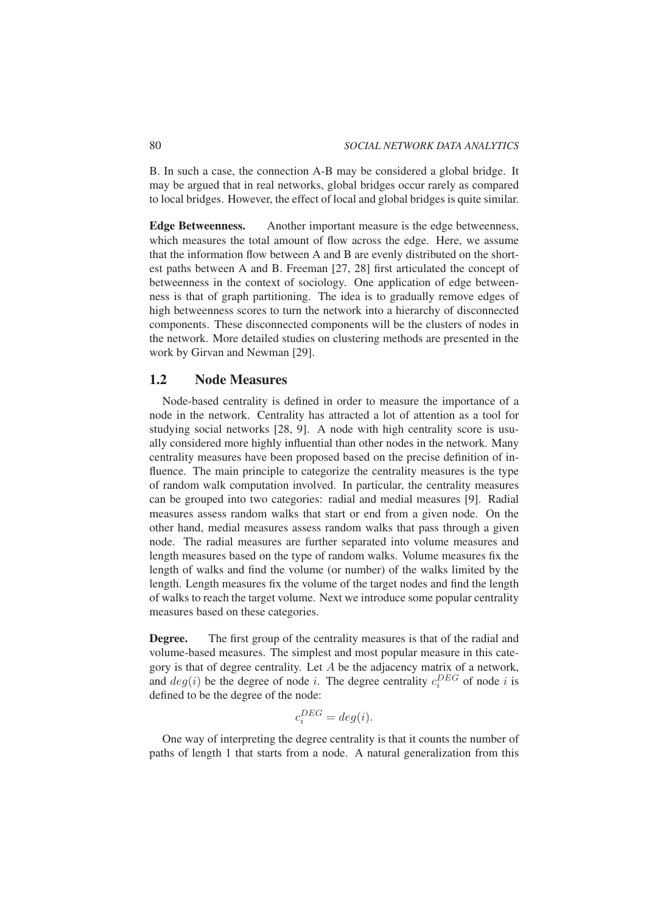B. In such a case, the connection A-B may be considered a global bridge. It may be argued that in real networks, global bridges occur rarely as compared to local bridges. However, the effect of local and global bridges is quite similar.

**Edge Betweenness.** Another important measure is the edge betweenness, which measures the total amount of flow across the edge. Here, we assume that the information flow between A and B are evenly distributed on the shortest paths between A and B. Freeman [27, 28] first articulated the concept of betweenness in the context of sociology. One application of edge betweenness is that of graph partitioning. The idea is to gradually remove edges of high betweenness scores to turn the network into a hierarchy of disconnected components. These disconnected components will be the clusters of nodes in the network. More detailed studies on clustering methods are presented in the work by Girvan and Newman [29].

## 1.2 Node Measures

Node-based centrality is defined in order to measure the importance of a node in the network. Centrality has attracted a lot of attention as a tool for studying social networks [28, 9]. A node with high centrality score is usually considered more highly influential than other nodes in the network. Many centrality measures have been proposed based on the precise definition of influence. The main principle to categorize the centrality measures is the type of random walk computation involved. In particular, the centrality measures can be grouped into two categories: radial and medial measures [9]. Radial measures assess random walks that start or end from a given node. On the other hand, medial measures assess random walks that pass through a given node. The radial measures are further separated into volume measures and length measures based on the type of random walks. Volume measures fix the length of walks and find the volume (or number) of the walks limited by the length. Length measures fix the volume of the target nodes and find the length of walks to reach the target volume. Next we introduce some popular centrality measures based on these categories.

**Degree.** The first group of the centrality measures is that of the radial and volume-based measures. The simplest and most popular measure in this category is that of degree centrality. Let $A$ be the adjacency matrix of a network, and $deg(i)$ be the degree of node $i$. The degree centrality $c_i^{DEG}$ of node $i$ is defined to be the degree of the node:

$$c_i^{DEG} = deg(i).$$

One way of interpreting the degree centrality is that it counts the number of paths of length 1 that starts from a node. A natural generalization from this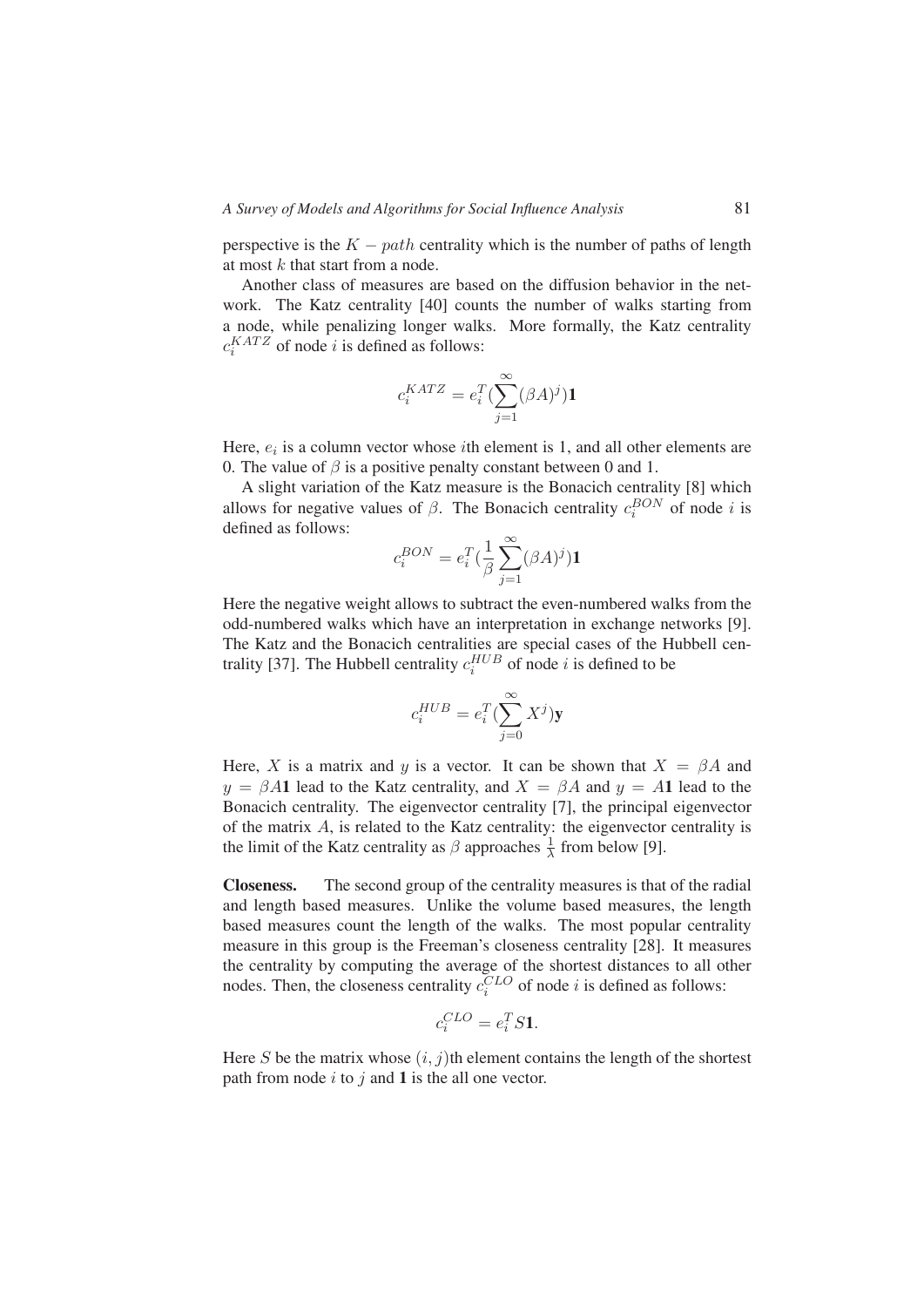perspective is the $K - path$ centrality which is the number of paths of length at most $k$ that start from a node.

Another class of measures are based on the diffusion behavior in the network. The Katz centrality [40] counts the number of walks starting from a node, while penalizing longer walks. More formally, the Katz centrality $c_i^{KATZ}$ of node $i$ is defined as follows:

$$c_i^{KATZ} = e_i^T (\sum_{j=1}^{\infty} (\beta A)^j) \mathbf{1}$$

Here, $e_i$ is a column vector whose $i$th element is 1, and all other elements are 0. The value of $\beta$ is a positive penalty constant between 0 and 1.

A slight variation of the Katz measure is the Bonacich centrality [8] which allows for negative values of $\beta$. The Bonacich centrality $c_i^{BON}$ of node $i$ is defined as follows:

$$c_i^{BON} = e_i^T (\frac{1}{\beta} \sum_{j=1}^{\infty} (\beta A)^j) \mathbf{1}$$

Here the negative weight allows to subtract the even-numbered walks from the odd-numbered walks which have an interpretation in exchange networks [9]. The Katz and the Bonacich centralities are special cases of the Hubbell centrality [37]. The Hubbell centrality $c_i^{HUB}$ of node $i$ is defined to be

$$c_i^{HUB} = e_i^T (\sum_{j=0}^{\infty} X^j) \mathbf{y}$$

Here, $X$ is a matrix and $y$ is a vector. It can be shown that $X = \beta A$ and $y = \beta A \mathbf{1}$ lead to the Katz centrality, and $X = \beta A$ and $y = A\mathbf{1}$ lead to the Bonacich centrality. The eigenvector centrality [7], the principal eigenvector of the matrix $A$, is related to the Katz centrality: the eigenvector centrality is the limit of the Katz centrality as $\beta$ approaches $\frac{1}{\lambda}$ from below [9].

**Closeness.** The second group of the centrality measures is that of the radial and length based measures. Unlike the volume based measures, the length based measures count the length of the walks. The most popular centrality measure in this group is the Freeman's closeness centrality [28]. It measures the centrality by computing the average of the shortest distances to all other nodes. Then, the closeness centrality $c_i^{CLO}$ of node $i$ is defined as follows:

$$c_i^{CLO} = e_i^T S \mathbf{1}.$$

Here $S$ be the matrix whose $(i, j)$th element contains the length of the shortest path from node $i$ to $j$ and $\mathbf{1}$ is the all one vector.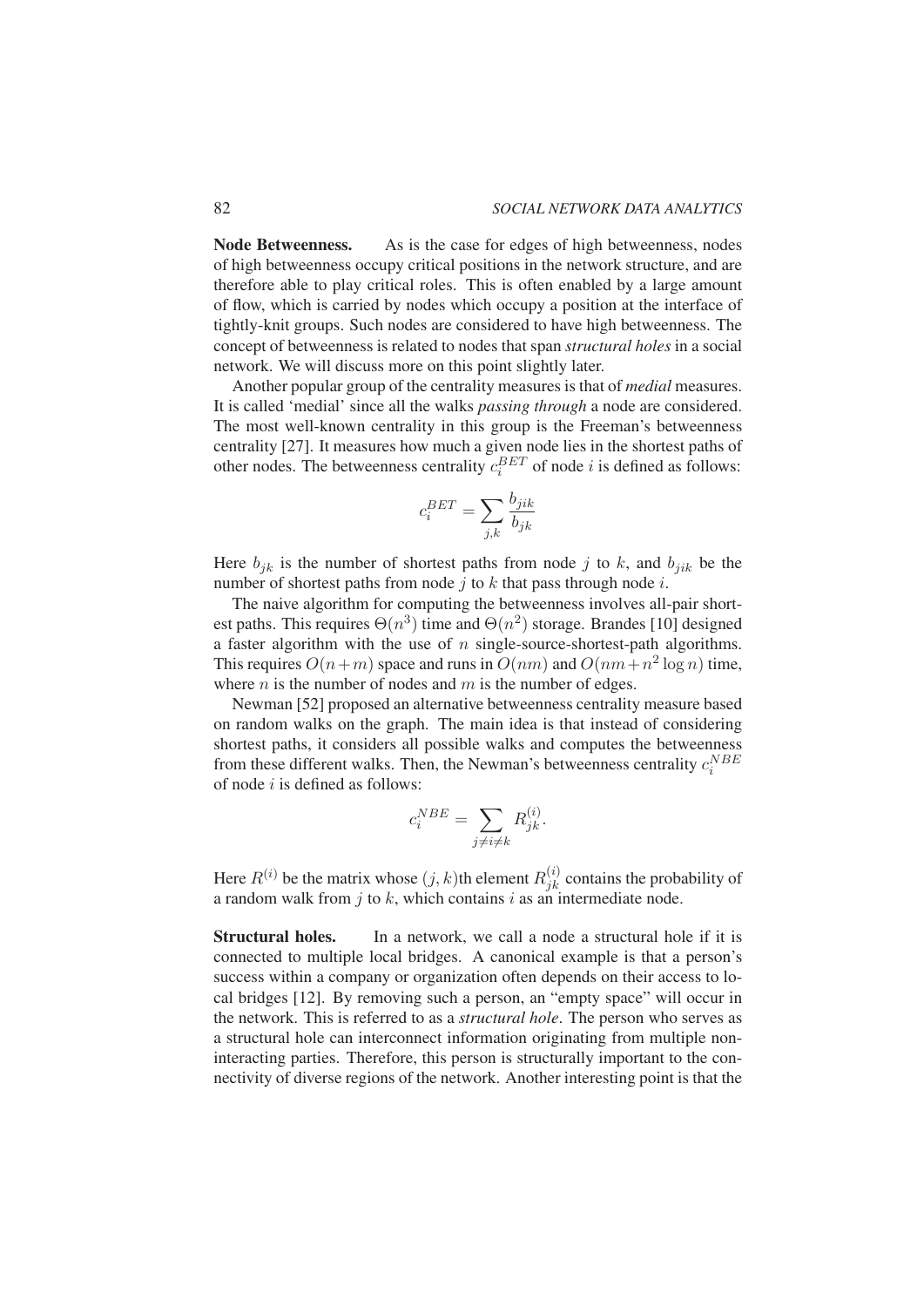**Node Betweenness.** As is the case for edges of high betweenness, nodes of high betweenness occupy critical positions in the network structure, and are therefore able to play critical roles. This is often enabled by a large amount of flow, which is carried by nodes which occupy a position at the interface of tightly-knit groups. Such nodes are considered to have high betweenness. The concept of betweenness is related to nodes that span *structural holes* in a social network. We will discuss more on this point slightly later.

Another popular group of the centrality measures is that of *medial* measures. It is called 'medial' since all the walks *passing through* a node are considered. The most well-known centrality in this group is the Freeman's betweenness centrality [27]. It measures how much a given node lies in the shortest paths of other nodes. The betweenness centrality $c_i^{BET}$ of node $i$ is defined as follows:

$$c_i^{BET} = \sum_{j,k} \frac{b_{jik}}{b_{jk}}$$

Here $b_{jk}$ is the number of shortest paths from node $j$ to $k$, and $b_{jik}$ be the number of shortest paths from node $j$ to $k$ that pass through node $i$.

The naive algorithm for computing the betweenness involves all-pair shortest paths. This requires $\Theta(n^3)$ time and $\Theta(n^2)$ storage. Brandes [10] designed a faster algorithm with the use of $n$ single-source-shortest-path algorithms. This requires $O(n+m)$ space and runs in $O(nm)$ and $O(nm+n^2 \log n)$ time, where $n$ is the number of nodes and $m$ is the number of edges.

Newman [52] proposed an alternative betweenness centrality measure based on random walks on the graph. The main idea is that instead of considering shortest paths, it considers all possible walks and computes the betweenness from these different walks. Then, the Newman's betweenness centrality $c_i^{NBE}$ of node $i$ is defined as follows:

$$c_i^{NBE} = \sum_{j \neq i \neq k} R_{jk}^{(i)}.$$

Here $R^{(i)}$ be the matrix whose $(j,k)$th element $R_{jk}^{(i)}$ contains the probability of a random walk from $j$ to $k$, which contains $i$ as an intermediate node.

**Structural holes.** In a network, we call a node a structural hole if it is connected to multiple local bridges. A canonical example is that a person's success within a company or organization often depends on their access to local bridges [12]. By removing such a person, an "empty space" will occur in the network. This is referred to as a *structural hole*. The person who serves as a structural hole can interconnect information originating from multiple non-interacting parties. Therefore, this person is structurally important to the connectivity of diverse regions of the network. Another interesting point is that the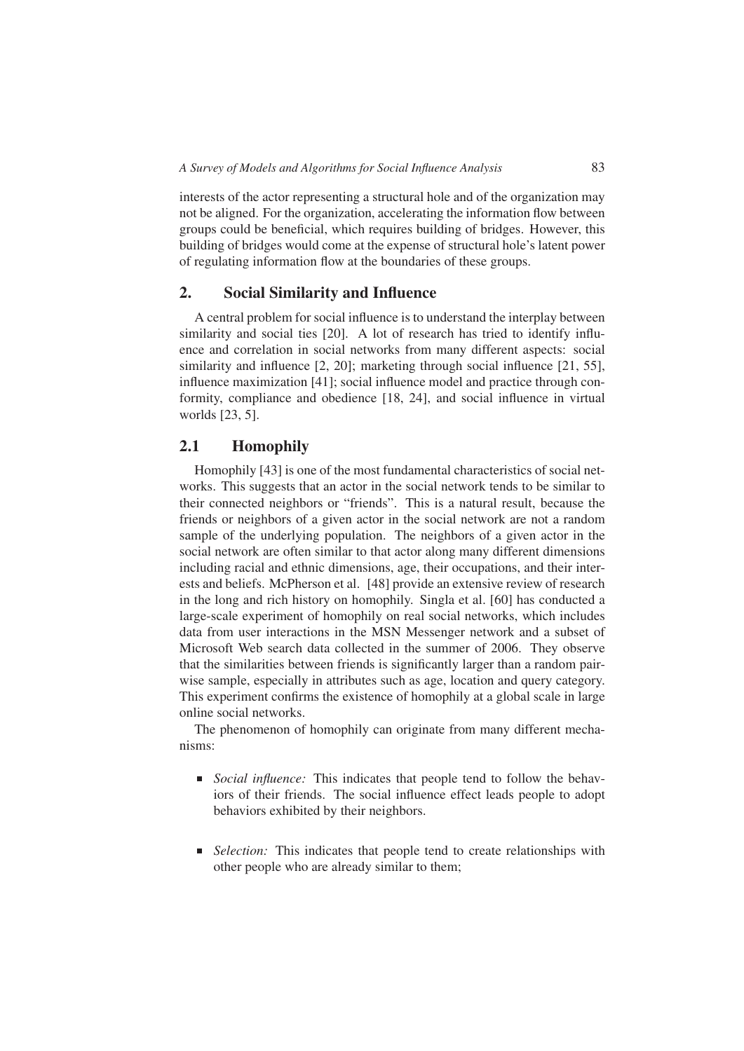interests of the actor representing a structural hole and of the organization may not be aligned. For the organization, accelerating the information flow between groups could be beneficial, which requires building of bridges. However, this building of bridges would come at the expense of structural hole's latent power of regulating information flow at the boundaries of these groups.

## 2. Social Similarity and Influence

A central problem for social influence is to understand the interplay between similarity and social ties [20]. A lot of research has tried to identify influence and correlation in social networks from many different aspects: social similarity and influence [2, 20]; marketing through social influence [21, 55], influence maximization [41]; social influence model and practice through conformity, compliance and obedience [18, 24], and social influence in virtual worlds [23, 5].

### 2.1 Homophily

Homophily [43] is one of the most fundamental characteristics of social networks. This suggests that an actor in the social network tends to be similar to their connected neighbors or "friends". This is a natural result, because the friends or neighbors of a given actor in the social network are not a random sample of the underlying population. The neighbors of a given actor in the social network are often similar to that actor along many different dimensions including racial and ethnic dimensions, age, their occupations, and their interests and beliefs. McPherson et al. [48] provide an extensive review of research in the long and rich history on homophily. Singla et al. [60] has conducted a large-scale experiment of homophily on real social networks, which includes data from user interactions in the MSN Messenger network and a subset of Microsoft Web search data collected in the summer of 2006. They observe that the similarities between friends is significantly larger than a random pairwise sample, especially in attributes such as age, location and query category. This experiment confirms the existence of homophily at a global scale in large online social networks.

The phenomenon of homophily can originate from many different mechanisms:

- *Social influence:* This indicates that people tend to follow the behaviors of their friends. The social influence effect leads people to adopt behaviors exhibited by their neighbors.

- *Selection:* This indicates that people tend to create relationships with other people who are already similar to them;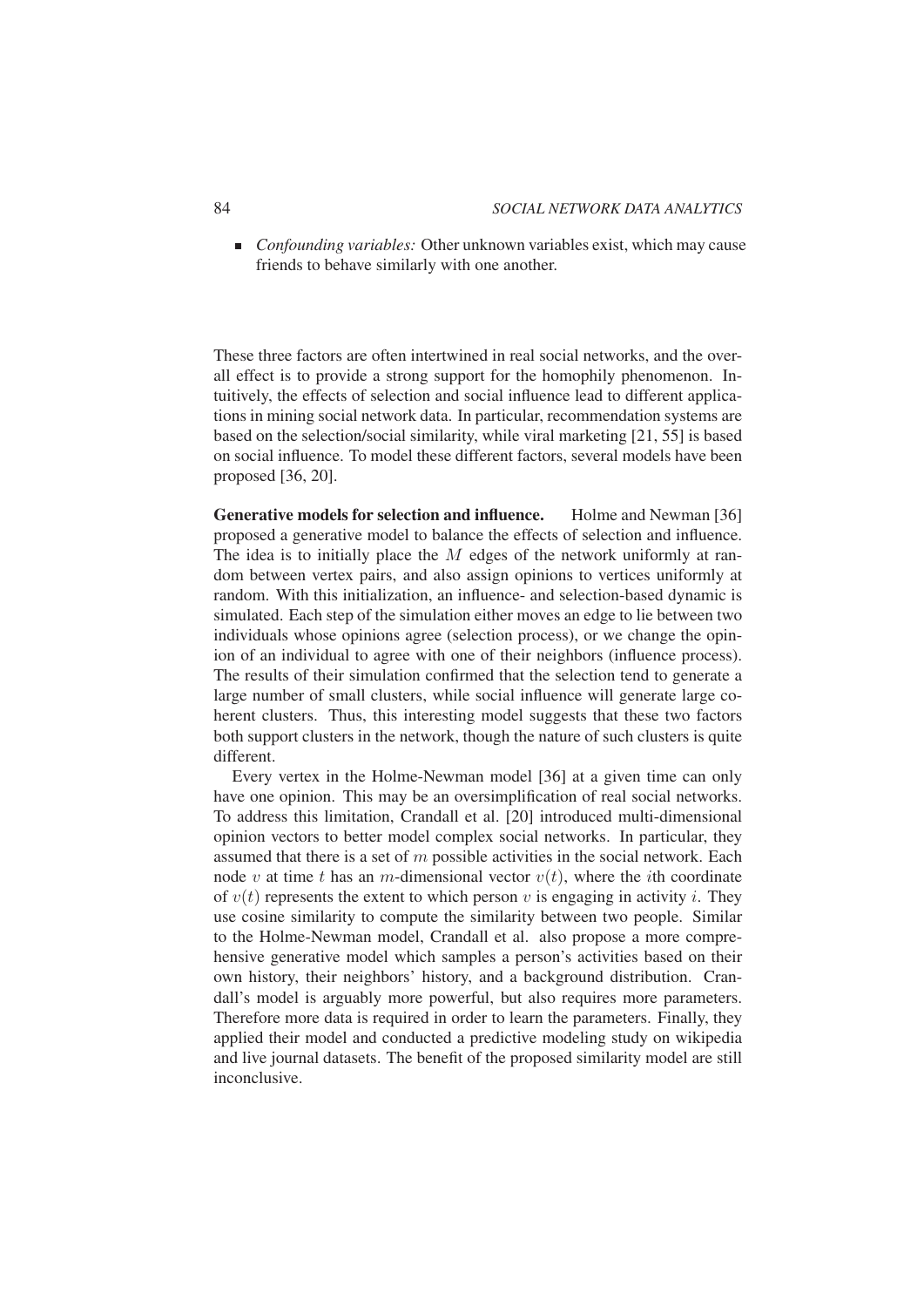- *Confounding variables:* Other unknown variables exist, which may cause friends to behave similarly with one another.

These three factors are often intertwined in real social networks, and the overall effect is to provide a strong support for the homophily phenomenon. Intuitively, the effects of selection and social influence lead to different applications in mining social network data. In particular, recommendation systems are based on the selection/social similarity, while viral marketing [21, 55] is based on social influence. To model these different factors, several models have been proposed [36, 20].

**Generative models for selection and influence.** Holme and Newman [36] proposed a generative model to balance the effects of selection and influence. The idea is to initially place the $M$ edges of the network uniformly at random between vertex pairs, and also assign opinions to vertices uniformly at random. With this initialization, an influence- and selection-based dynamic is simulated. Each step of the simulation either moves an edge to lie between two individuals whose opinions agree (selection process), or we change the opinion of an individual to agree with one of their neighbors (influence process). The results of their simulation confirmed that the selection tend to generate a large number of small clusters, while social influence will generate large coherent clusters. Thus, this interesting model suggests that these two factors both support clusters in the network, though the nature of such clusters is quite different.

Every vertex in the Holme-Newman model [36] at a given time can only have one opinion. This may be an oversimplification of real social networks. To address this limitation, Crandall et al. [20] introduced multi-dimensional opinion vectors to better model complex social networks. In particular, they assumed that there is a set of $m$ possible activities in the social network. Each node $v$ at time $t$ has an $m$-dimensional vector $v(t)$, where the $i$th coordinate of $v(t)$ represents the extent to which person $v$ is engaging in activity $i$. They use cosine similarity to compute the similarity between two people. Similar to the Holme-Newman model, Crandall et al. also propose a more comprehensive generative model which samples a person's activities based on their own history, their neighbors' history, and a background distribution. Crandall's model is arguably more powerful, but also requires more parameters. Therefore more data is required in order to learn the parameters. Finally, they applied their model and conducted a predictive modeling study on wikipedia and live journal datasets. The benefit of the proposed similarity model are still inconclusive.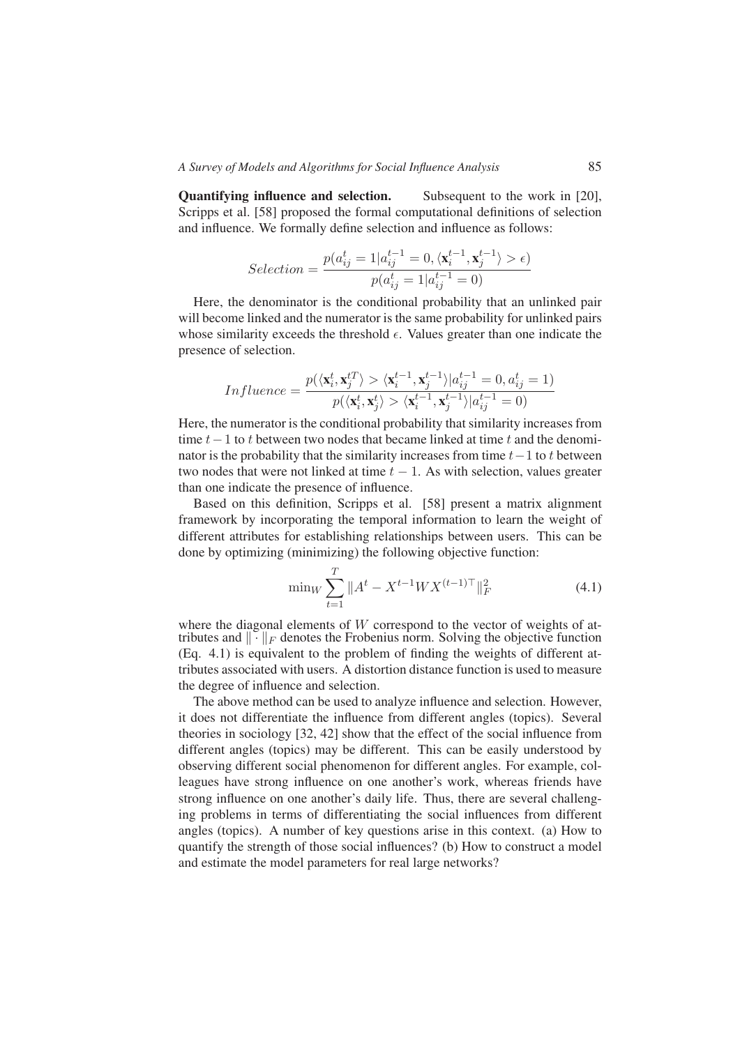**Quantifying influence and selection.** Subsequent to the work in [20], Scripps et al. [58] proposed the formal computational definitions of selection and influence. We formally define selection and influence as follows:

$$Selection = \frac{p(a_{ij}^t = 1 | a_{ij}^{t-1} = 0, \langle \mathbf{x}_i^{t-1}, \mathbf{x}_j^{t-1} \rangle > \epsilon)}{p(a_{ij}^t = 1 | a_{ij}^{t-1} = 0)}$$

Here, the denominator is the conditional probability that an unlinked pair will become linked and the numerator is the same probability for unlinked pairs whose similarity exceeds the threshold $\epsilon$. Values greater than one indicate the presence of selection.

$$Influence = \frac{p(\langle \mathbf{x}_i^t, \mathbf{x}_j^{tT} \rangle > \langle \mathbf{x}_i^{t-1}, \mathbf{x}_j^{t-1} \rangle | a_{ij}^{t-1} = 0, a_{ij}^t = 1)}{p(\langle \mathbf{x}_i^t, \mathbf{x}_j^t \rangle > \langle \mathbf{x}_i^{t-1}, \mathbf{x}_j^{t-1} \rangle | a_{ij}^{t-1} = 0)}$$

Here, the numerator is the conditional probability that similarity increases from time $t-1$ to $t$ between two nodes that became linked at time $t$ and the denominator is the probability that the similarity increases from time $t-1$ to $t$ between two nodes that were not linked at time $t-1$. As with selection, values greater than one indicate the presence of influence.

Based on this definition, Scripps et al. [58] present a matrix alignment framework by incorporating the temporal information to learn the weight of different attributes for establishing relationships between users. This can be done by optimizing (minimizing) the following objective function:

$$\min_W \sum_{t=1}^{T} \|A^t - X^{t-1} W X^{(t-1)\top}\|_F^2 \tag{4.1}$$

where the diagonal elements of $W$ correspond to the vector of weights of attributes and $\|\cdot\|_F$ denotes the Frobenius norm. Solving the objective function (Eq. 4.1) is equivalent to the problem of finding the weights of different attributes associated with users. A distortion distance function is used to measure the degree of influence and selection.

The above method can be used to analyze influence and selection. However, it does not differentiate the influence from different angles (topics). Several theories in sociology [32, 42] show that the effect of the social influence from different angles (topics) may be different. This can be easily understood by observing different social phenomenon for different angles. For example, colleagues have strong influence on one another's work, whereas friends have strong influence on one another's daily life. Thus, there are several challenging problems in terms of differentiating the social influences from different angles (topics). A number of key questions arise in this context. (a) How to quantify the strength of those social influences? (b) How to construct a model and estimate the model parameters for real large networks?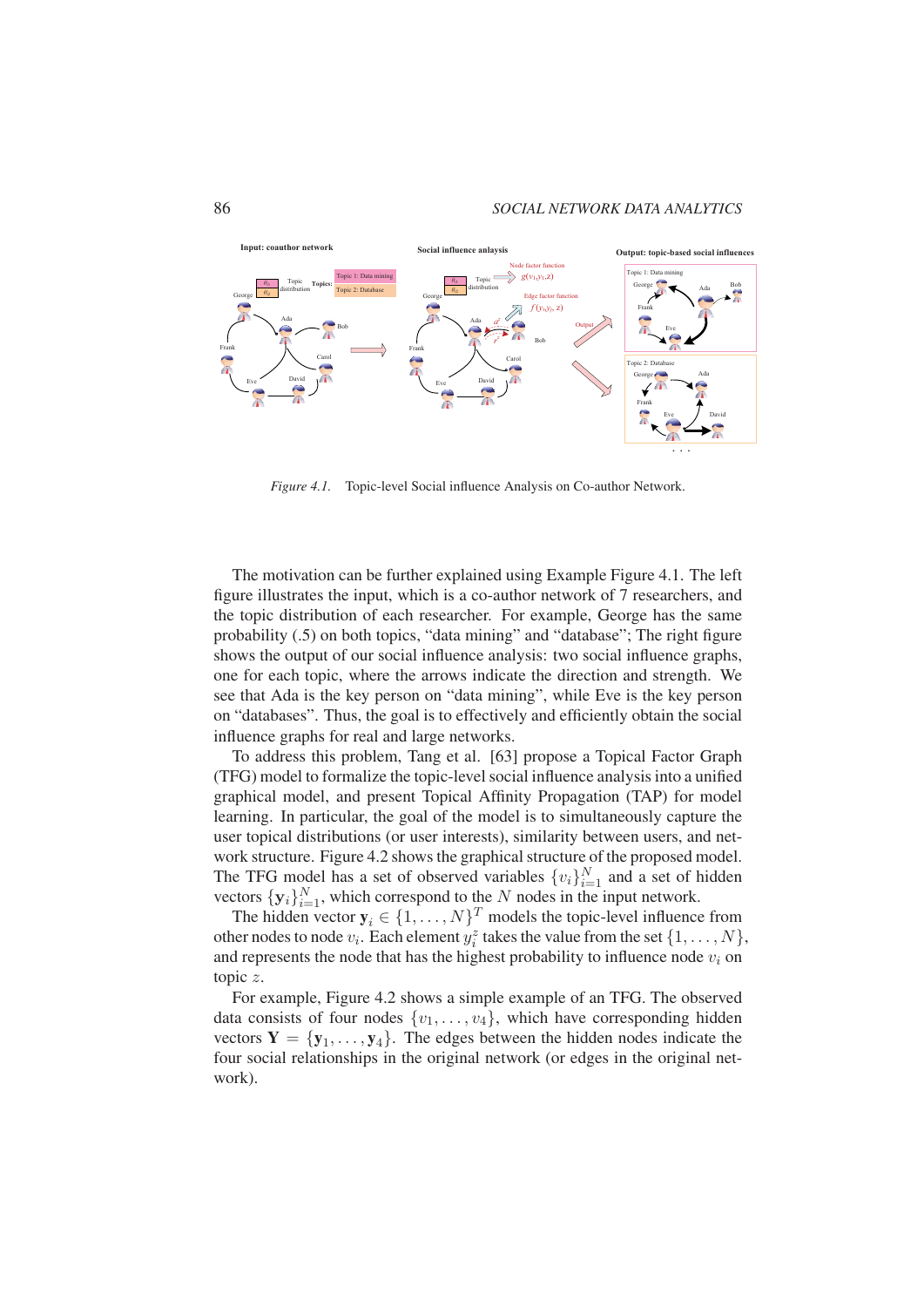*Figure 4.1.* Topic-level Social influence Analysis on Co-author Network.

The motivation can be further explained using Example Figure 4.1. The left figure illustrates the input, which is a co-author network of 7 researchers, and the topic distribution of each researcher. For example, George has the same probability (.5) on both topics, "data mining" and "database"; The right figure shows the output of our social influence analysis: two social influence graphs, one for each topic, where the arrows indicate the direction and strength. We see that Ada is the key person on "data mining", while Eve is the key person on "databases". Thus, the goal is to effectively and efficiently obtain the social influence graphs for real and large networks.

To address this problem, Tang et al. [63] propose a Topical Factor Graph (TFG) model to formalize the topic-level social influence analysis into a unified graphical model, and present Topical Affinity Propagation (TAP) for model learning. In particular, the goal of the model is to simultaneously capture the user topical distributions (or user interests), similarity between users, and network structure. Figure 4.2 shows the graphical structure of the proposed model. The TFG model has a set of observed variables $\{v_i\}_{i=1}^N$ and a set of hidden vectors $\{\mathbf{y}_i\}_{i=1}^N$, which correspond to the $N$ nodes in the input network.

The hidden vector $\mathbf{y}_i \in \{1, \ldots, N\}^T$ models the topic-level influence from other nodes to node $v_i$. Each element $y_i^z$ takes the value from the set $\{1, \ldots, N\}$, and represents the node that has the highest probability to influence node $v_i$ on topic $z$.

For example, Figure 4.2 shows a simple example of an TFG. The observed data consists of four nodes $\{v_1, \ldots, v_4\}$, which have corresponding hidden vectors $\mathbf{Y} = \{\mathbf{y}_1, \ldots, \mathbf{y}_4\}$. The edges between the hidden nodes indicate the four social relationships in the original network (or edges in the original network).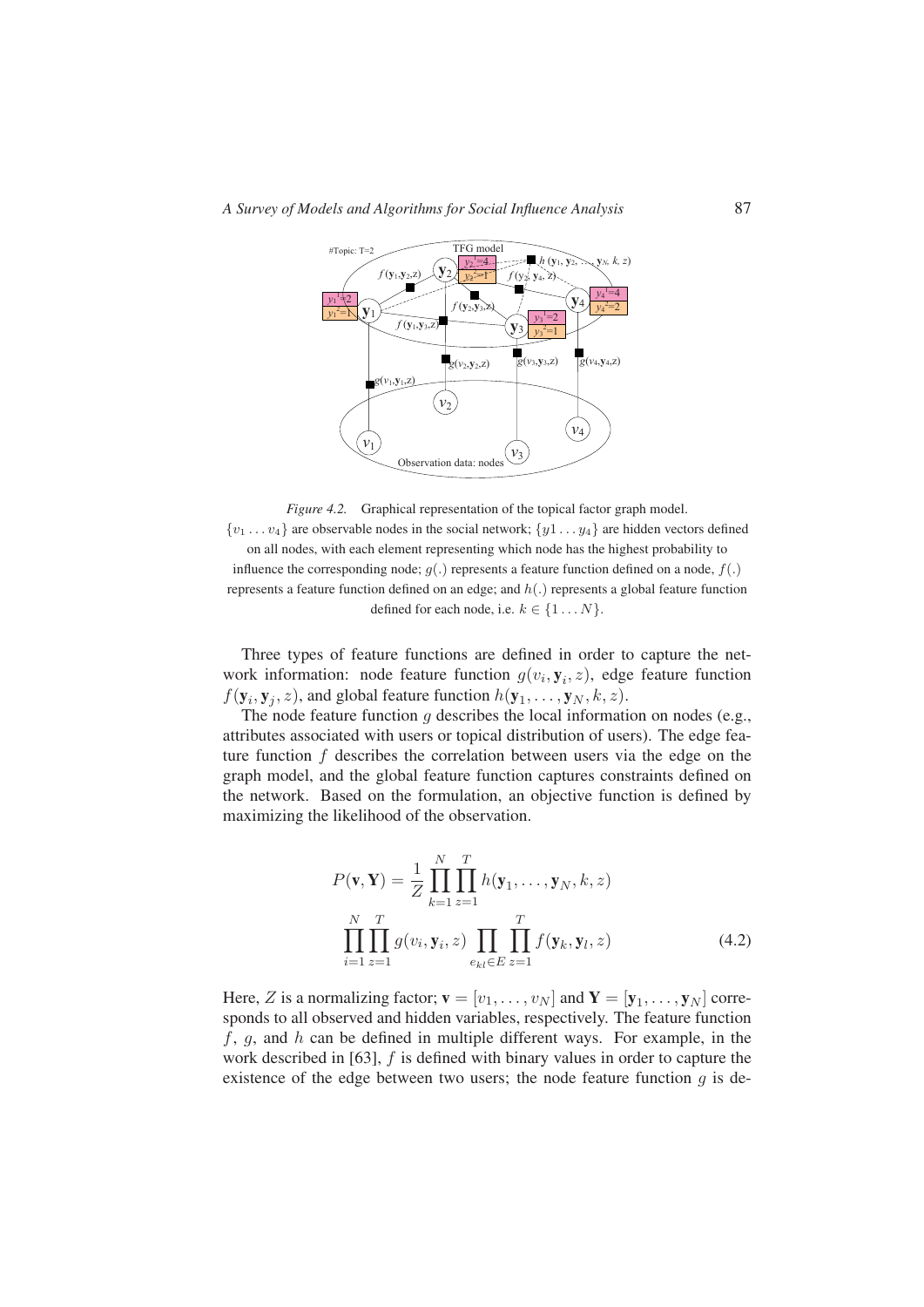*Figure 4.2.* Graphical representation of the topical factor graph model. $\{v_1 \ldots v_4\}$ are observable nodes in the social network; $\{y1 \ldots y_4\}$ are hidden vectors defined on all nodes, with each element representing which node has the highest probability to influence the corresponding node; $g(.)$ represents a feature function defined on a node, $f(.)$ represents a feature function defined on an edge; and $h(.)$ represents a global feature function defined for each node, i.e. $k \in \{1 \ldots N\}$.

Three types of feature functions are defined in order to capture the network information: node feature function $g(v_i, \mathbf{y}_i, z)$, edge feature function $f(\mathbf{y}_i, \mathbf{y}_j, z)$, and global feature function $h(\mathbf{y}_1, \ldots, \mathbf{y}_N, k, z)$.

The node feature function $g$ describes the local information on nodes (e.g., attributes associated with users or topical distribution of users). The edge feature function $f$ describes the correlation between users via the edge on the graph model, and the global feature function captures constraints defined on the network. Based on the formulation, an objective function is defined by maximizing the likelihood of the observation.

$$P(\mathbf{v}, \mathbf{Y}) = \frac{1}{Z} \prod_{k=1}^{N} \prod_{z=1}^{T} h(\mathbf{y}_1, \ldots, \mathbf{y}_N, k, z)$$
$$\prod_{i=1}^{N} \prod_{z=1}^{T} g(v_i, \mathbf{y}_i, z) \prod_{e_{kl} \in E} \prod_{z=1}^{T} f(\mathbf{y}_k, \mathbf{y}_l, z) \tag{4.2}$$

Here, $Z$ is a normalizing factor; $\mathbf{v} = [v_1, \ldots, v_N]$ and $\mathbf{Y} = [\mathbf{y}_1, \ldots, \mathbf{y}_N]$ corresponds to all observed and hidden variables, respectively. The feature function $f$, $g$, and $h$ can be defined in multiple different ways. For example, in the work described in [63], $f$ is defined with binary values in order to capture the existence of the edge between two users; the node feature function $g$ is de-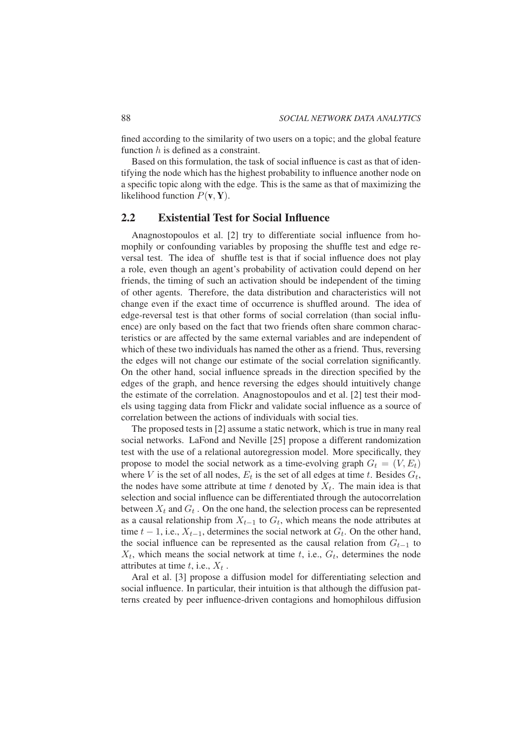fined according to the similarity of two users on a topic; and the global feature function $h$ is defined as a constraint.

Based on this formulation, the task of social influence is cast as that of identifying the node which has the highest probability to influence another node on a specific topic along with the edge. This is the same as that of maximizing the likelihood function $P(\mathbf{v}, \mathbf{Y})$.

## 2.2 Existential Test for Social Influence

Anagnostopoulos et al. [2] try to differentiate social influence from homophily or confounding variables by proposing the shuffle test and edge reversal test. The idea of shuffle test is that if social influence does not play a role, even though an agent's probability of activation could depend on her friends, the timing of such an activation should be independent of the timing of other agents. Therefore, the data distribution and characteristics will not change even if the exact time of occurrence is shuffled around. The idea of edge-reversal test is that other forms of social correlation (than social influence) are only based on the fact that two friends often share common characteristics or are affected by the same external variables and are independent of which of these two individuals has named the other as a friend. Thus, reversing the edges will not change our estimate of the social correlation significantly. On the other hand, social influence spreads in the direction specified by the edges of the graph, and hence reversing the edges should intuitively change the estimate of the correlation. Anagnostopoulos and et al. [2] test their models using tagging data from Flickr and validate social influence as a source of correlation between the actions of individuals with social ties.

The proposed tests in [2] assume a static network, which is true in many real social networks. LaFond and Neville [25] propose a different randomization test with the use of a relational autoregression model. More specifically, they propose to model the social network as a time-evolving graph $G_t = (V, E_t)$ where $V$ is the set of all nodes, $E_t$ is the set of all edges at time $t$. Besides $G_t$, the nodes have some attribute at time $t$ denoted by $X_t$. The main idea is that selection and social influence can be differentiated through the autocorrelation between $X_t$ and $G_t$ . On the one hand, the selection process can be represented as a causal relationship from $X_{t-1}$ to $G_t$, which means the node attributes at time $t-1$, i.e., $X_{t-1}$, determines the social network at $G_t$. On the other hand, the social influence can be represented as the causal relation from $G_{t-1}$ to $X_t$, which means the social network at time $t$, i.e., $G_t$, determines the node attributes at time $t$, i.e., $X_t$ .

Aral et al. [3] propose a diffusion model for differentiating selection and social influence. In particular, their intuition is that although the diffusion patterns created by peer influence-driven contagions and homophilous diffusion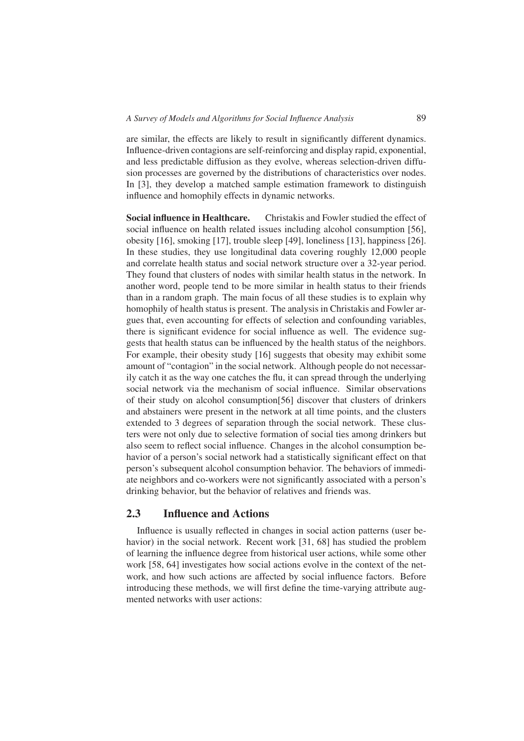are similar, the effects are likely to result in significantly different dynamics. Influence-driven contagions are self-reinforcing and display rapid, exponential, and less predictable diffusion as they evolve, whereas selection-driven diffusion processes are governed by the distributions of characteristics over nodes. In [3], they develop a matched sample estimation framework to distinguish influence and homophily effects in dynamic networks.

**Social influence in Healthcare.** Christakis and Fowler studied the effect of social influence on health related issues including alcohol consumption [56], obesity [16], smoking [17], trouble sleep [49], loneliness [13], happiness [26]. In these studies, they use longitudinal data covering roughly 12,000 people and correlate health status and social network structure over a 32-year period. They found that clusters of nodes with similar health status in the network. In another word, people tend to be more similar in health status to their friends than in a random graph. The main focus of all these studies is to explain why homophily of health status is present. The analysis in Christakis and Fowler argues that, even accounting for effects of selection and confounding variables, there is significant evidence for social influence as well. The evidence suggests that health status can be influenced by the health status of the neighbors. For example, their obesity study [16] suggests that obesity may exhibit some amount of "contagion" in the social network. Although people do not necessarily catch it as the way one catches the flu, it can spread through the underlying social network via the mechanism of social influence. Similar observations of their study on alcohol consumption[56] discover that clusters of drinkers and abstainers were present in the network at all time points, and the clusters extended to 3 degrees of separation through the social network. These clusters were not only due to selective formation of social ties among drinkers but also seem to reflect social influence. Changes in the alcohol consumption behavior of a person's social network had a statistically significant effect on that person's subsequent alcohol consumption behavior. The behaviors of immediate neighbors and co-workers were not significantly associated with a person's drinking behavior, but the behavior of relatives and friends was.

## 2.3 Influence and Actions

Influence is usually reflected in changes in social action patterns (user behavior) in the social network. Recent work [31, 68] has studied the problem of learning the influence degree from historical user actions, while some other work [58, 64] investigates how social actions evolve in the context of the network, and how such actions are affected by social influence factors. Before introducing these methods, we will first define the time-varying attribute augmented networks with user actions: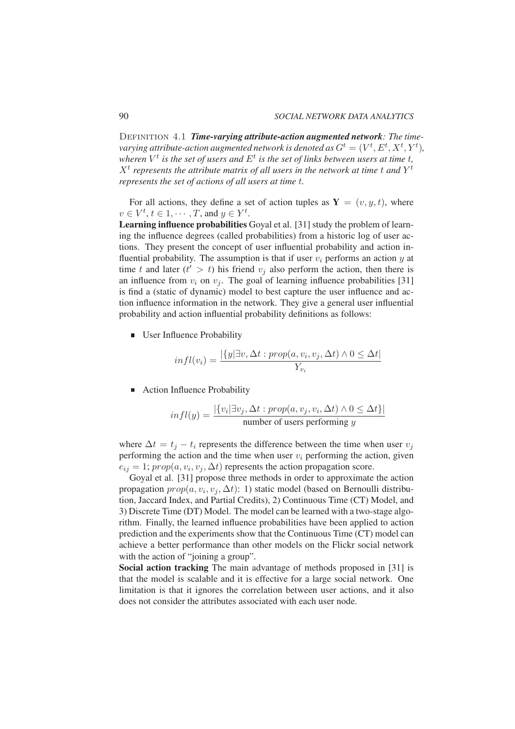DEFINITION 4.1 ***Time-varying attribute-action augmented network****: The time-varying attribute-action augmented network is denoted as $G^t = (V^t, E^t, X^t, Y^t)$, wheren $V^t$ is the set of users and $E^t$ is the set of links between users at time $t$, $X^t$ represents the attribute matrix of all users in the network at time $t$ and $Y^t$ represents the set of actions of all users at time $t$.*

For all actions, they define a set of action tuples as $\mathbf{Y} = (v, y, t)$, where $v \in V^t$, $t \in 1, \cdots, T$, and $y \in Y^t$.

**Learning influence probabilities** Goyal et al. [31] study the problem of learning the influence degrees (called probabilities) from a historic log of user actions. They present the concept of user influential probability and action influential probability. The assumption is that if user $v_i$ performs an action $y$ at time $t$ and later ($t' > t$) his friend $v_j$ also perform the action, then there is an influence from $v_i$ on $v_j$. The goal of learning influence probabilities [31] is find a (static of dynamic) model to best capture the user influence and action influence information in the network. They give a general user influential probability and action influential probability definitions as follows:

- User Influence Probability

$$infl(v_i) = \frac{|\{y|\exists v, \Delta t : prop(a, v_i, v_j, \Delta t) \wedge 0 \leq \Delta t|}{Y_{v_i}}$$

- Action Influence Probability

$$infl(y) = \frac{|\{v_i|\exists v_j, \Delta t : prop(a, v_j, v_i, \Delta t) \wedge 0 \leq \Delta t\}|}{\text{number of users performing } y}$$

where $\Delta t = t_j - t_i$ represents the difference between the time when user $v_j$ performing the action and the time when user $v_i$ performing the action, given $e_{ij} = 1$; $prop(a, v_i, v_j, \Delta t)$ represents the action propagation score.

Goyal et al. [31] propose three methods in order to approximate the action propagation $prop(a, v_i, v_j, \Delta t)$: 1) static model (based on Bernoulli distribution, Jaccard Index, and Partial Credits), 2) Continuous Time (CT) Model, and 3) Discrete Time (DT) Model. The model can be learned with a two-stage algorithm. Finally, the learned influence probabilities have been applied to action prediction and the experiments show that the Continuous Time (CT) model can achieve a better performance than other models on the Flickr social network with the action of "joining a group".

**Social action tracking** The main advantage of methods proposed in [31] is that the model is scalable and it is effective for a large social network. One limitation is that it ignores the correlation between user actions, and it also does not consider the attributes associated with each user node.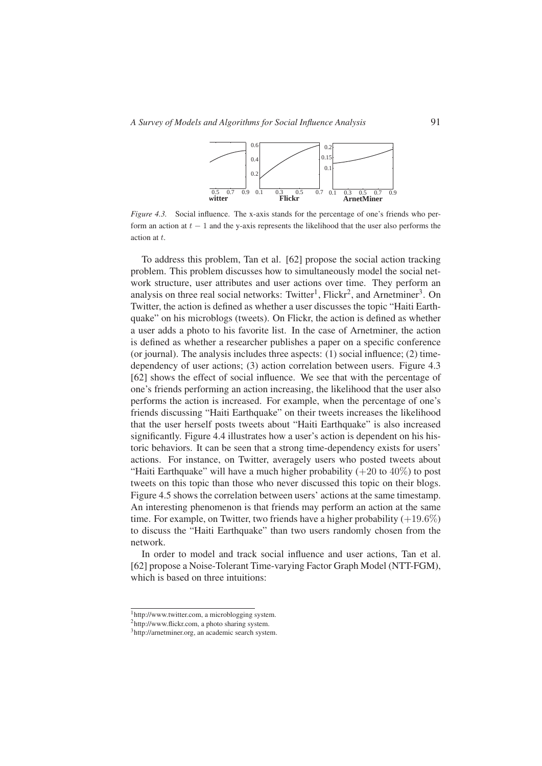*Figure 4.3.* Social influence. The x-axis stands for the percentage of one's friends who perform an action at $t-1$ and the y-axis represents the likelihood that the user also performs the action at $t$.

To address this problem, Tan et al. [62] propose the social action tracking problem. This problem discusses how to simultaneously model the social network structure, user attributes and user actions over time. They perform an analysis on three real social networks: Twitter[1], Flickr[2], and Arnetminer[3]. On Twitter, the action is defined as whether a user discusses the topic "Haiti Earthquake" on his microblogs (tweets). On Flickr, the action is defined as whether a user adds a photo to his favorite list. In the case of Arnetminer, the action is defined as whether a researcher publishes a paper on a specific conference (or journal). The analysis includes three aspects: (1) social influence; (2) time-dependency of user actions; (3) action correlation between users. Figure 4.3 [62] shows the effect of social influence. We see that with the percentage of one's friends performing an action increasing, the likelihood that the user also performs the action is increased. For example, when the percentage of one's friends discussing "Haiti Earthquake" on their tweets increases the likelihood that the user herself posts tweets about "Haiti Earthquake" is also increased significantly. Figure 4.4 illustrates how a user's action is dependent on his historic behaviors. It can be seen that a strong time-dependency exists for users' actions. For instance, on Twitter, averagely users who posted tweets about "Haiti Earthquake" will have a much higher probability ($+20$ to $40\%$) to post tweets on this topic than those who never discussed this topic on their blogs. Figure 4.5 shows the correlation between users' actions at the same timestamp. An interesting phenomenon is that friends may perform an action at the same time. For example, on Twitter, two friends have a higher probability ($+19.6\%$) to discuss the "Haiti Earthquake" than two users randomly chosen from the network.

In order to model and track social influence and user actions, Tan et al. [62] propose a Noise-Tolerant Time-varying Factor Graph Model (NTT-FGM), which is based on three intuitions:

---

[1] http://www.twitter.com, a microblogging system.

[2] http://www.flickr.com, a photo sharing system.

[3] http://arnetminer.org, an academic search system.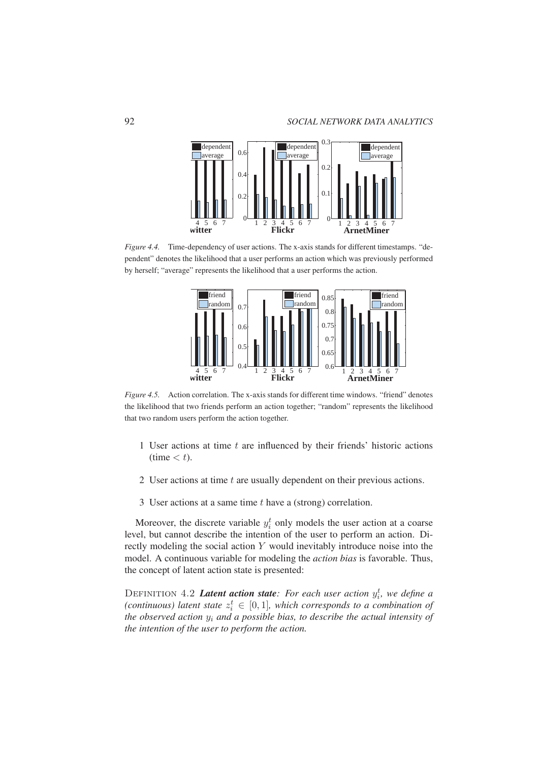*Figure 4.4.* Time-dependency of user actions. The x-axis stands for different timestamps. "dependent" denotes the likelihood that a user performs an action which was previously performed by herself; "average" represents the likelihood that a user performs the action.

*Figure 4.5.* Action correlation. The x-axis stands for different time windows. "friend" denotes the likelihood that two friends perform an action together; "random" represents the likelihood that two random users perform the action together.

1 User actions at time $t$ are influenced by their friends' historic actions (time $< t$).

2 User actions at time $t$ are usually dependent on their previous actions.

3 User actions at a same time $t$ have a (strong) correlation.

Moreover, the discrete variable $y_i^t$ only models the user action at a coarse level, but cannot describe the intention of the user to perform an action. Directly modeling the social action $Y$ would inevitably introduce noise into the model. A continuous variable for modeling the *action bias* is favorable. Thus, the concept of latent action state is presented:

DEFINITION 4.2 ***Latent action state****: For each user action $y_i^t$, we define a (continuous) latent state $z_i^t \in [0, 1]$, which corresponds to a combination of the observed action $y_i$ and a possible bias, to describe the actual intensity of the intention of the user to perform the action.*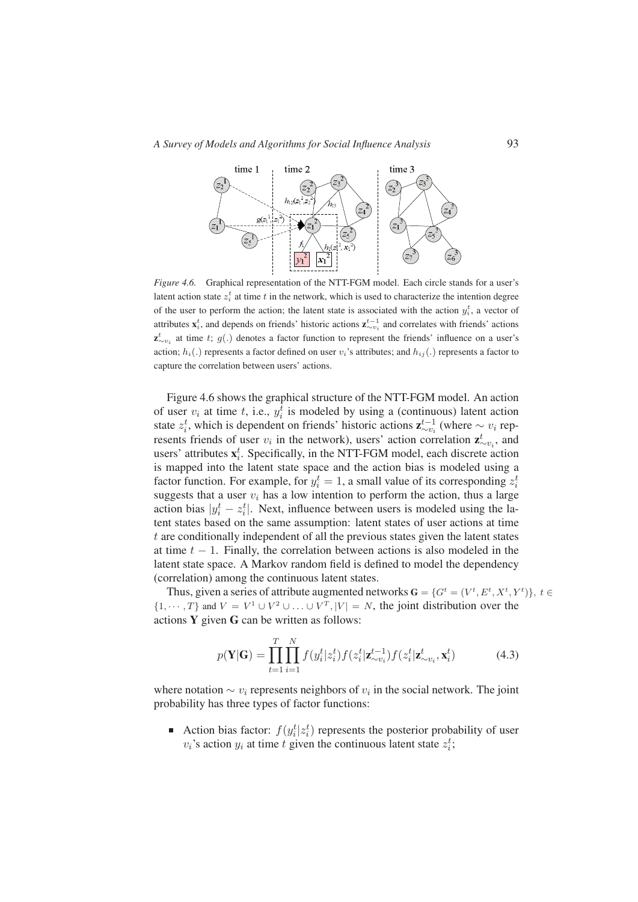*Figure 4.6.* Graphical representation of the NTT-FGM model. Each circle stands for a user's latent action state $z_i^t$ at time $t$ in the network, which is used to characterize the intention degree of the user to perform the action; the latent state is associated with the action $y_i^t$, a vector of attributes $\mathbf{x}_i^t$, and depends on friends' historic actions $\mathbf{z}_{\sim v_i}^{t-1}$ and correlates with friends' actions $\mathbf{z}_{\sim v_i}^t$ at time $t$; $g(.)$ denotes a factor function to represent the friends' influence on a user's action; $h_i(.)$ represents a factor defined on user $v_i$'s attributes; and $h_{ij}(.)$ represents a factor to capture the correlation between users' actions.

Figure 4.6 shows the graphical structure of the NTT-FGM model. An action of user $v_i$ at time $t$, i.e., $y_i^t$ is modeled by using a (continuous) latent action state $z_i^t$, which is dependent on friends' historic actions $\mathbf{z}_{\sim v_i}^{t-1}$ (where $\sim v_i$ represents friends of user $v_i$ in the network), users' action correlation $\mathbf{z}_{\sim v_i}^t$, and users' attributes $\mathbf{x}_i^t$. Specifically, in the NTT-FGM model, each discrete action is mapped into the latent state space and the action bias is modeled using a factor function. For example, for $y_i^t = 1$, a small value of its corresponding $z_i^t$ suggests that a user $v_i$ has a low intention to perform the action, thus a large action bias $|y_i^t - z_i^t|$. Next, influence between users is modeled using the latent states based on the same assumption: latent states of user actions at time $t$ are conditionally independent of all the previous states given the latent states at time $t-1$. Finally, the correlation between actions is also modeled in the latent state space. A Markov random field is defined to model the dependency (correlation) among the continuous latent states.

Thus, given a series of attribute augmented networks $\mathbf{G} = \{G^t = (V^t, E^t, X^t, Y^t)\},\ t \in \{1, \cdots, T\}$ and $V = V^1 \cup V^2 \cup \ldots \cup V^T, |V| = N$, the joint distribution over the actions $\mathbf{Y}$ given $\mathbf{G}$ can be written as follows:

$$p(\mathbf{Y}|\mathbf{G}) = \prod_{t=1}^{T} \prod_{i=1}^{N} f(y_i^t|z_i^t) f(z_i^t|\mathbf{z}_{\sim v_i}^{t-1}) f(z_i^t|\mathbf{z}_{\sim v_i}^t, \mathbf{x}_i^t) \qquad (4.3)$$

where notation $\sim v_i$ represents neighbors of $v_i$ in the social network. The joint probability has three types of factor functions:

- Action bias factor: $f(y_i^t|z_i^t)$ represents the posterior probability of user $v_i$'s action $y_i$ at time $t$ given the continuous latent state $z_i^t$;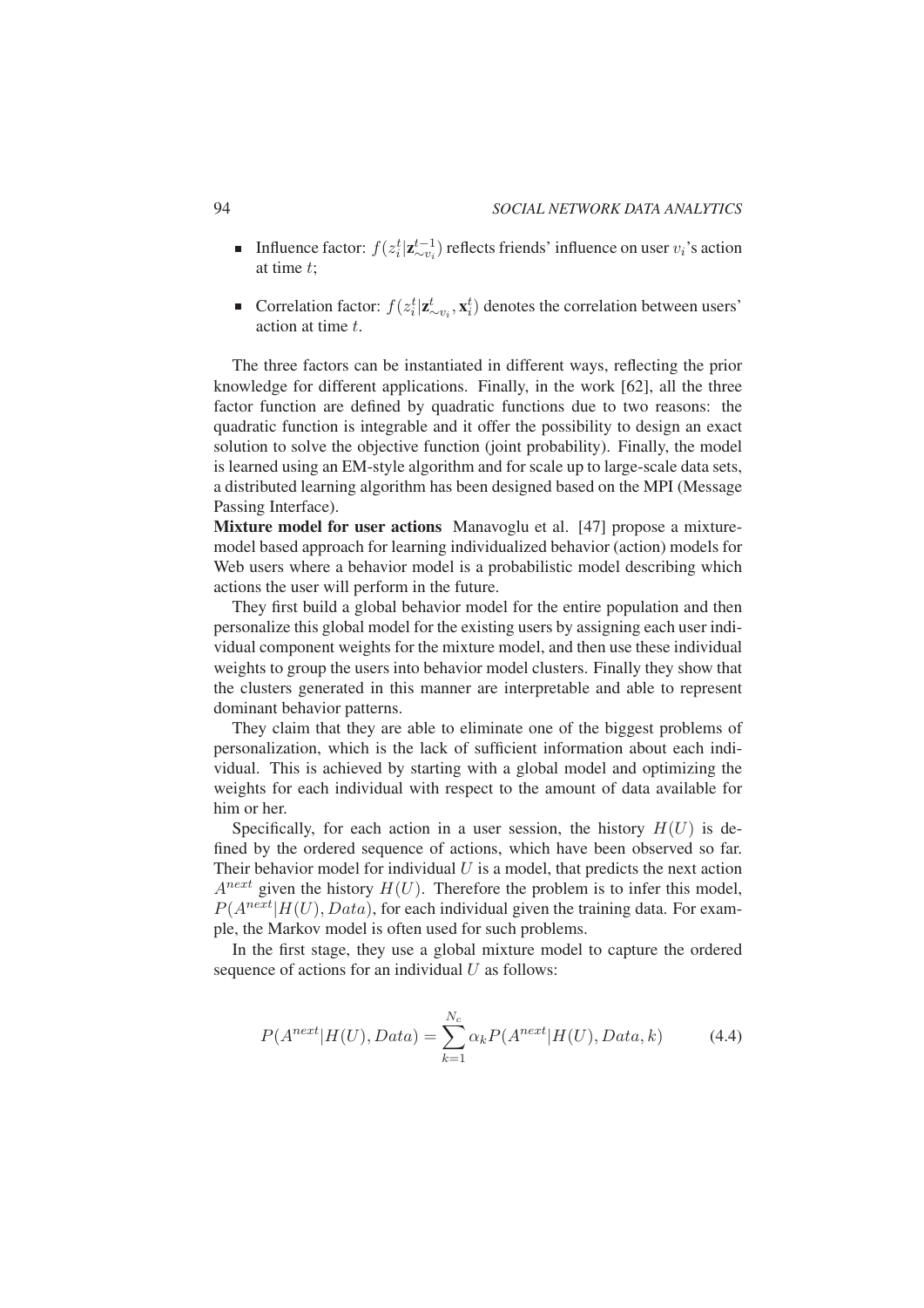- Influence factor: $f(z_i^t|\mathbf{z}_{\sim v_i}^{t-1})$ reflects friends' influence on user $v_i$'s action at time $t$;

- Correlation factor: $f(z_i^t|\mathbf{z}_{\sim v_i}^{t}, \mathbf{x}_i^t)$ denotes the correlation between users' action at time $t$.

The three factors can be instantiated in different ways, reflecting the prior knowledge for different applications. Finally, in the work [62], all the three factor function are defined by quadratic functions due to two reasons: the quadratic function is integrable and it offer the possibility to design an exact solution to solve the objective function (joint probability). Finally, the model is learned using an EM-style algorithm and for scale up to large-scale data sets, a distributed learning algorithm has been designed based on the MPI (Message Passing Interface).

**Mixture model for user actions** Manavoglu et al. [47] propose a mixture-model based approach for learning individualized behavior (action) models for Web users where a behavior model is a probabilistic model describing which actions the user will perform in the future.

They first build a global behavior model for the entire population and then personalize this global model for the existing users by assigning each user individual component weights for the mixture model, and then use these individual weights to group the users into behavior model clusters. Finally they show that the clusters generated in this manner are interpretable and able to represent dominant behavior patterns.

They claim that they are able to eliminate one of the biggest problems of personalization, which is the lack of sufficient information about each individual. This is achieved by starting with a global model and optimizing the weights for each individual with respect to the amount of data available for him or her.

Specifically, for each action in a user session, the history $H(U)$ is defined by the ordered sequence of actions, which have been observed so far. Their behavior model for individual $U$ is a model, that predicts the next action $A^{next}$ given the history $H(U)$. Therefore the problem is to infer this model, $P(A^{next}|H(U), Data)$, for each individual given the training data. For example, the Markov model is often used for such problems.

In the first stage, they use a global mixture model to capture the ordered sequence of actions for an individual $U$ as follows:

$$P(A^{next}|H(U), Data) = \sum_{k=1}^{N_c} \alpha_k P(A^{next}|H(U), Data, k) \tag{4.4}$$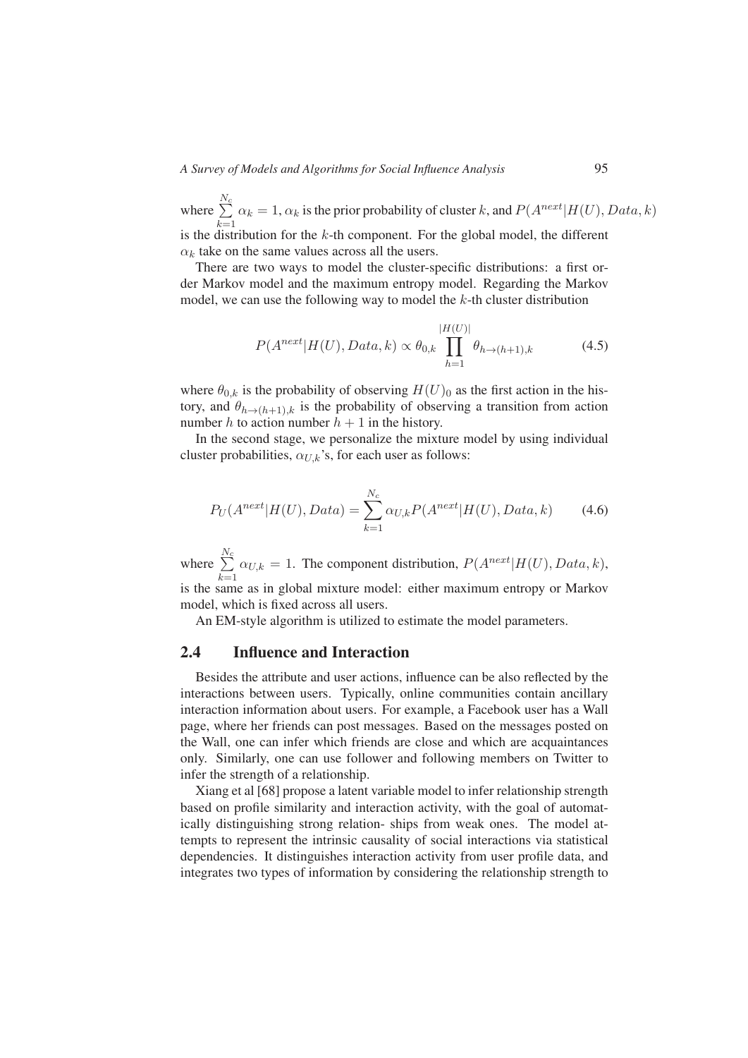where $\sum_{k=1}^{N_c} \alpha_k = 1$, $\alpha_k$ is the prior probability of cluster $k$, and $P(A^{next}|H(U), Data, k)$ is the distribution for the $k$-th component. For the global model, the different $\alpha_k$ take on the same values across all the users.

There are two ways to model the cluster-specific distributions: a first order Markov model and the maximum entropy model. Regarding the Markov model, we can use the following way to model the $k$-th cluster distribution

$$P(A^{next}|H(U), Data, k) \propto \theta_{0,k} \prod_{h=1}^{|H(U)|} \theta_{h \to (h+1),k} \tag{4.5}$$

where $\theta_{0,k}$ is the probability of observing $H(U)_0$ as the first action in the history, and $\theta_{h \to (h+1),k}$ is the probability of observing a transition from action number $h$ to action number $h+1$ in the history.

In the second stage, we personalize the mixture model by using individual cluster probabilities, $\alpha_{U,k}$'s, for each user as follows:

$$P_U(A^{next}|H(U), Data) = \sum_{k=1}^{N_c} \alpha_{U,k} P(A^{next}|H(U), Data, k) \tag{4.6}$$

where $\sum_{k=1}^{N_c} \alpha_{U,k} = 1$. The component distribution, $P(A^{next}|H(U), Data, k)$, is the same as in global mixture model: either maximum entropy or Markov model, which is fixed across all users.

An EM-style algorithm is utilized to estimate the model parameters.

## 2.4 Influence and Interaction

Besides the attribute and user actions, influence can be also reflected by the interactions between users. Typically, online communities contain ancillary interaction information about users. For example, a Facebook user has a Wall page, where her friends can post messages. Based on the messages posted on the Wall, one can infer which friends are close and which are acquaintances only. Similarly, one can use follower and following members on Twitter to infer the strength of a relationship.

Xiang et al [68] propose a latent variable model to infer relationship strength based on profile similarity and interaction activity, with the goal of automatically distinguishing strong relation- ships from weak ones. The model attempts to represent the intrinsic causality of social interactions via statistical dependencies. It distinguishes interaction activity from user profile data, and integrates two types of information by considering the relationship strength to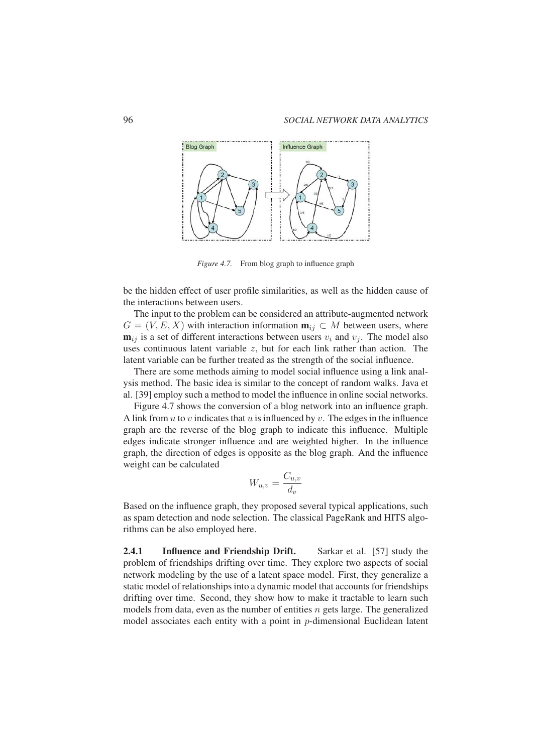*Figure 4.7.* From blog graph to influence graph

be the hidden effect of user profile similarities, as well as the hidden cause of the interactions between users.

The input to the problem can be considered an attribute-augmented network $G = (V, E, X)$ with interaction information $\mathbf{m}_{ij} \subset M$ between users, where $\mathbf{m}_{ij}$ is a set of different interactions between users $v_i$ and $v_j$. The model also uses continuous latent variable $z$, but for each link rather than action. The latent variable can be further treated as the strength of the social influence.

There are some methods aiming to model social influence using a link analysis method. The basic idea is similar to the concept of random walks. Java et al. [39] employ such a method to model the influence in online social networks.

Figure 4.7 shows the conversion of a blog network into an influence graph. A link from $u$ to $v$ indicates that $u$ is influenced by $v$. The edges in the influence graph are the reverse of the blog graph to indicate this influence. Multiple edges indicate stronger influence and are weighted higher. In the influence graph, the direction of edges is opposite as the blog graph. And the influence weight can be calculated

$$W_{u,v} = \frac{C_{u,v}}{d_v}$$

Based on the influence graph, they proposed several typical applications, such as spam detection and node selection. The classical PageRank and HITS algorithms can be also employed here.

**2.4.1 Influence and Friendship Drift.** Sarkar et al. [57] study the problem of friendships drifting over time. They explore two aspects of social network modeling by the use of a latent space model. First, they generalize a static model of relationships into a dynamic model that accounts for friendships drifting over time. Second, they show how to make it tractable to learn such models from data, even as the number of entities $n$ gets large. The generalized model associates each entity with a point in $p$-dimensional Euclidean latent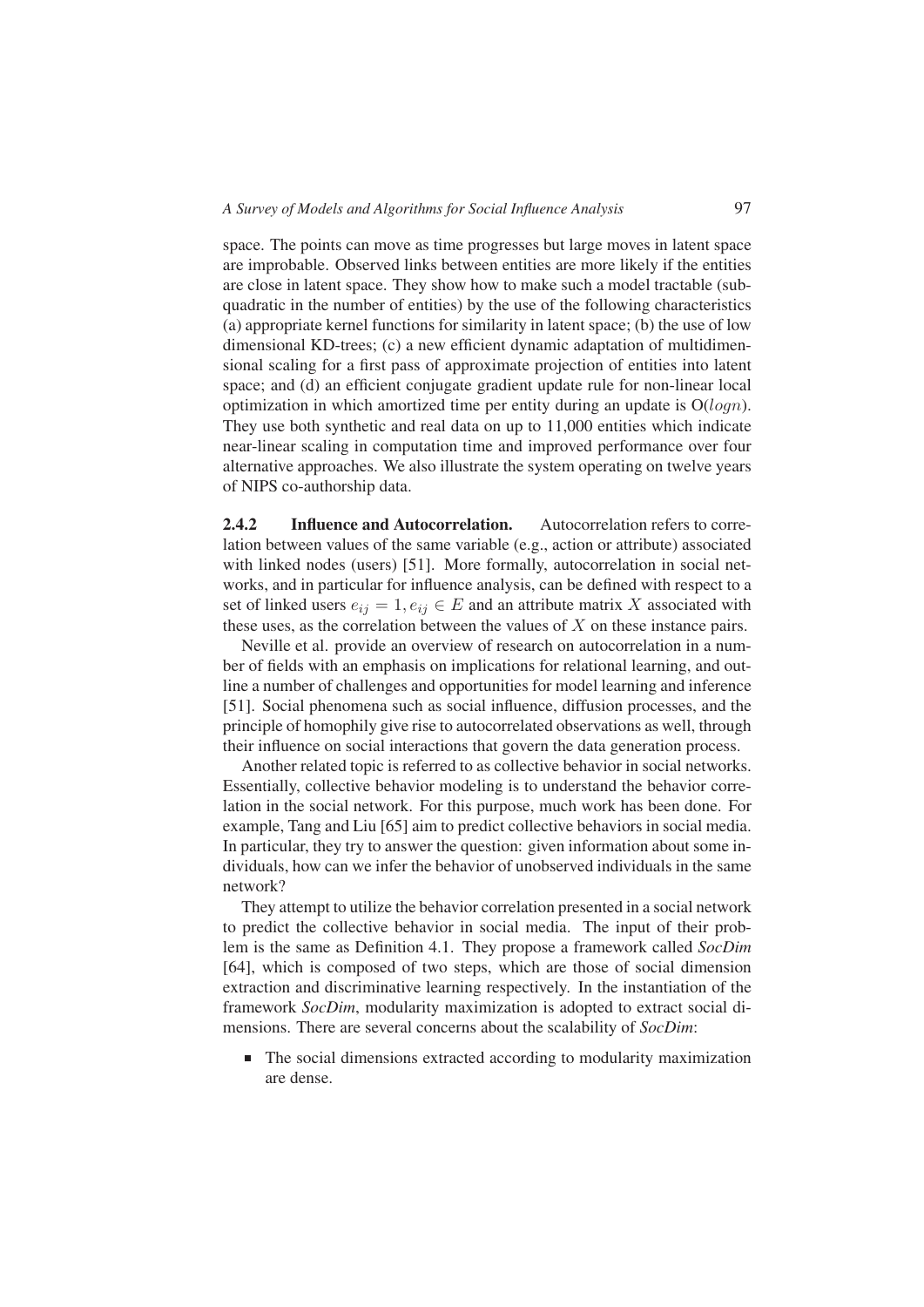space. The points can move as time progresses but large moves in latent space are improbable. Observed links between entities are more likely if the entities are close in latent space. They show how to make such a model tractable (sub-quadratic in the number of entities) by the use of the following characteristics (a) appropriate kernel functions for similarity in latent space; (b) the use of low dimensional KD-trees; (c) a new efficient dynamic adaptation of multidimensional scaling for a first pass of approximate projection of entities into latent space; and (d) an efficient conjugate gradient update rule for non-linear local optimization in which amortized time per entity during an update is O($logn$). They use both synthetic and real data on up to 11,000 entities which indicate near-linear scaling in computation time and improved performance over four alternative approaches. We also illustrate the system operating on twelve years of NIPS co-authorship data.

### 2.4.2 Influence and Autocorrelation.

Autocorrelation refers to correlation between values of the same variable (e.g., action or attribute) associated with linked nodes (users) [51]. More formally, autocorrelation in social networks, and in particular for influence analysis, can be defined with respect to a set of linked users $e_{ij} = 1, e_{ij} \in E$ and an attribute matrix $X$ associated with these uses, as the correlation between the values of $X$ on these instance pairs.

Neville et al. provide an overview of research on autocorrelation in a number of fields with an emphasis on implications for relational learning, and outline a number of challenges and opportunities for model learning and inference [51]. Social phenomena such as social influence, diffusion processes, and the principle of homophily give rise to autocorrelated observations as well, through their influence on social interactions that govern the data generation process.

Another related topic is referred to as collective behavior in social networks. Essentially, collective behavior modeling is to understand the behavior correlation in the social network. For this purpose, much work has been done. For example, Tang and Liu [65] aim to predict collective behaviors in social media. In particular, they try to answer the question: given information about some individuals, how can we infer the behavior of unobserved individuals in the same network?

They attempt to utilize the behavior correlation presented in a social network to predict the collective behavior in social media. The input of their problem is the same as Definition 4.1. They propose a framework called *SocDim* [64], which is composed of two steps, which are those of social dimension extraction and discriminative learning respectively. In the instantiation of the framework *SocDim*, modularity maximization is adopted to extract social dimensions. There are several concerns about the scalability of *SocDim*:

- The social dimensions extracted according to modularity maximization are dense.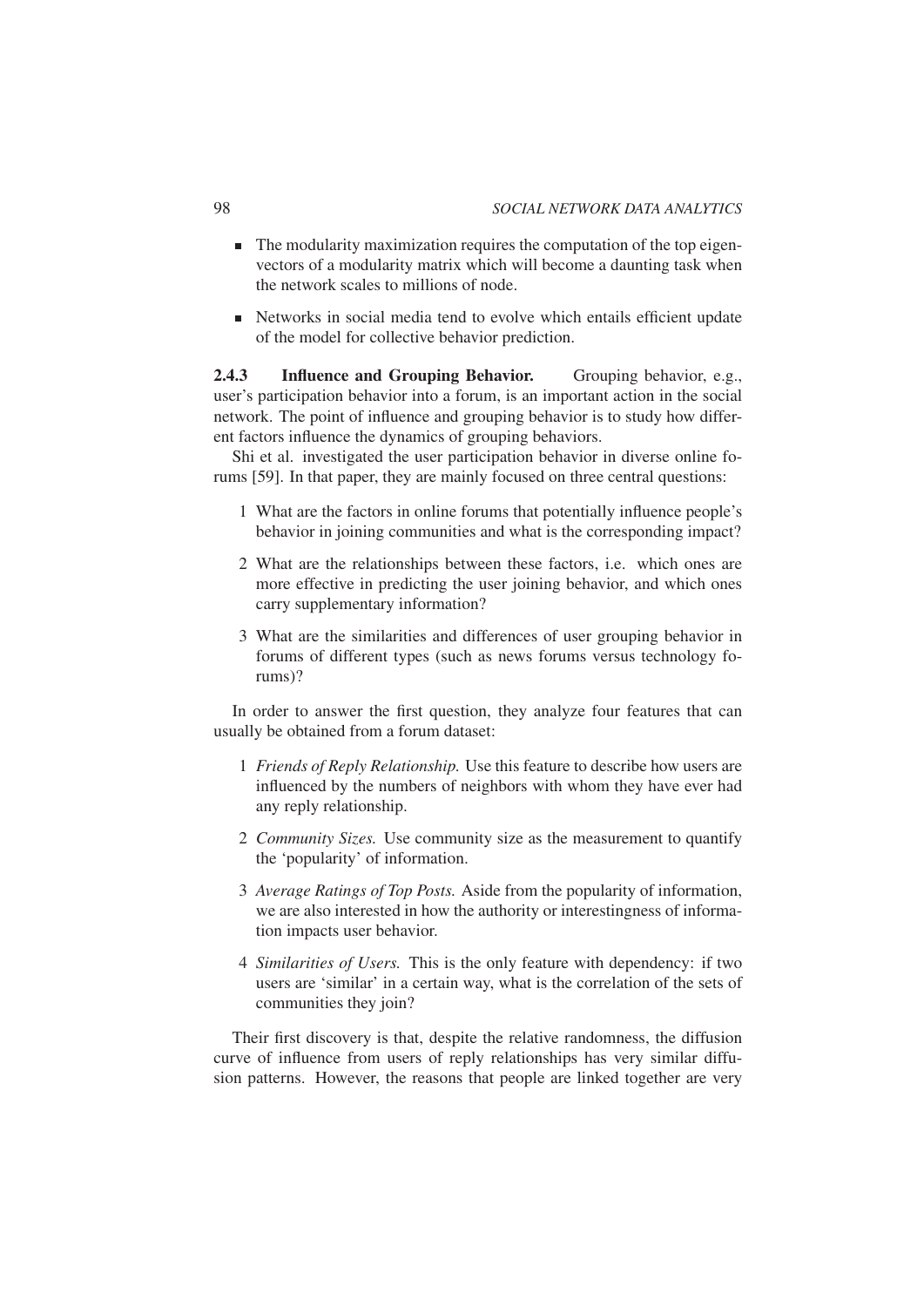- The modularity maximization requires the computation of the top eigenvectors of a modularity matrix which will become a daunting task when the network scales to millions of node.

- Networks in social media tend to evolve which entails efficient update of the model for collective behavior prediction.

### 2.4.3 Influence and Grouping Behavior.

Grouping behavior, e.g., user's participation behavior into a forum, is an important action in the social network. The point of influence and grouping behavior is to study how different factors influence the dynamics of grouping behaviors.

Shi et al. investigated the user participation behavior in diverse online forums [59]. In that paper, they are mainly focused on three central questions:

1. What are the factors in online forums that potentially influence people's behavior in joining communities and what is the corresponding impact?

2. What are the relationships between these factors, i.e. which ones are more effective in predicting the user joining behavior, and which ones carry supplementary information?

3. What are the similarities and differences of user grouping behavior in forums of different types (such as news forums versus technology forums)?

In order to answer the first question, they analyze four features that can usually be obtained from a forum dataset:

1. *Friends of Reply Relationship.* Use this feature to describe how users are influenced by the numbers of neighbors with whom they have ever had any reply relationship.

2. *Community Sizes.* Use community size as the measurement to quantify the 'popularity' of information.

3. *Average Ratings of Top Posts.* Aside from the popularity of information, we are also interested in how the authority or interestingness of information impacts user behavior.

4. *Similarities of Users.* This is the only feature with dependency: if two users are 'similar' in a certain way, what is the correlation of the sets of communities they join?

Their first discovery is that, despite the relative randomness, the diffusion curve of influence from users of reply relationships has very similar diffusion patterns. However, the reasons that people are linked together are very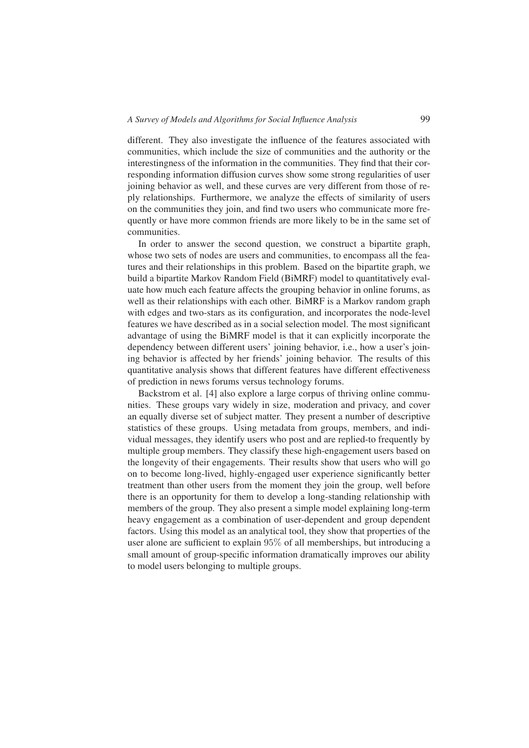different. They also investigate the influence of the features associated with communities, which include the size of communities and the authority or the interestingness of the information in the communities. They find that their corresponding information diffusion curves show some strong regularities of user joining behavior as well, and these curves are very different from those of reply relationships. Furthermore, we analyze the effects of similarity of users on the communities they join, and find two users who communicate more frequently or have more common friends are more likely to be in the same set of communities.

In order to answer the second question, we construct a bipartite graph, whose two sets of nodes are users and communities, to encompass all the features and their relationships in this problem. Based on the bipartite graph, we build a bipartite Markov Random Field (BiMRF) model to quantitatively evaluate how much each feature affects the grouping behavior in online forums, as well as their relationships with each other. BiMRF is a Markov random graph with edges and two-stars as its configuration, and incorporates the node-level features we have described as in a social selection model. The most significant advantage of using the BiMRF model is that it can explicitly incorporate the dependency between different users' joining behavior, i.e., how a user's joining behavior is affected by her friends' joining behavior. The results of this quantitative analysis shows that different features have different effectiveness of prediction in news forums versus technology forums.

Backstrom et al. [4] also explore a large corpus of thriving online communities. These groups vary widely in size, moderation and privacy, and cover an equally diverse set of subject matter. They present a number of descriptive statistics of these groups. Using metadata from groups, members, and individual messages, they identify users who post and are replied-to frequently by multiple group members. They classify these high-engagement users based on the longevity of their engagements. Their results show that users who will go on to become long-lived, highly-engaged user experience significantly better treatment than other users from the moment they join the group, well before there is an opportunity for them to develop a long-standing relationship with members of the group. They also present a simple model explaining long-term heavy engagement as a combination of user-dependent and group dependent factors. Using this model as an analytical tool, they show that properties of the user alone are sufficient to explain $95\%$ of all memberships, but introducing a small amount of group-specific information dramatically improves our ability to model users belonging to multiple groups.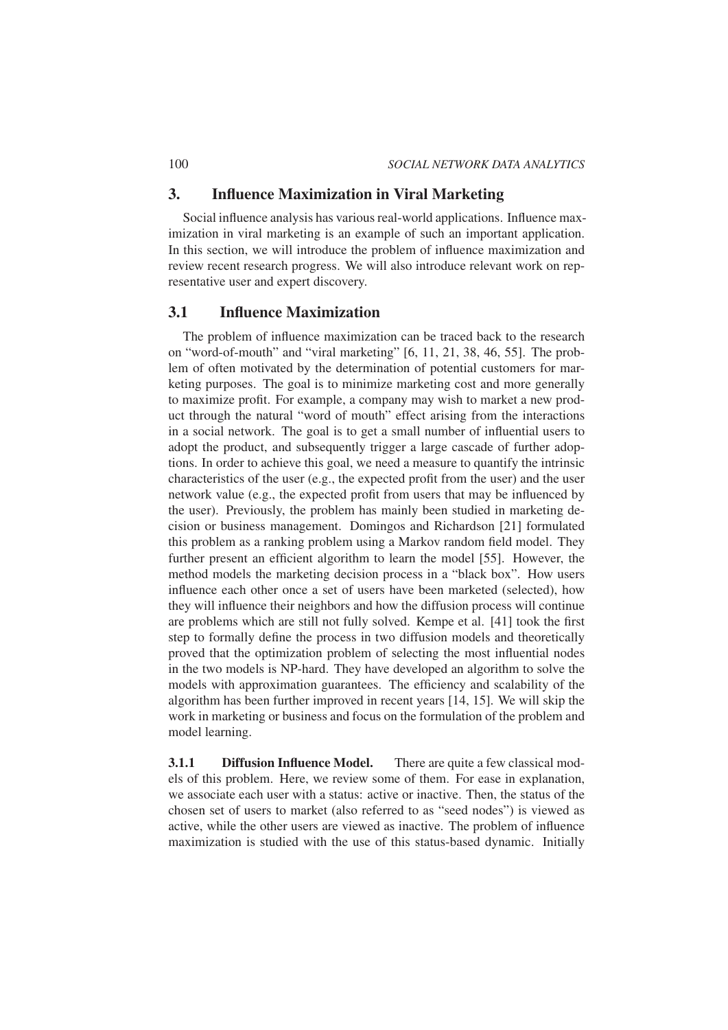## 3. Influence Maximization in Viral Marketing

Social influence analysis has various real-world applications. Influence maximization in viral marketing is an example of such an important application. In this section, we will introduce the problem of influence maximization and review recent research progress. We will also introduce relevant work on representative user and expert discovery.

### 3.1 Influence Maximization

The problem of influence maximization can be traced back to the research on "word-of-mouth" and "viral marketing" [6, 11, 21, 38, 46, 55]. The problem of often motivated by the determination of potential customers for marketing purposes. The goal is to minimize marketing cost and more generally to maximize profit. For example, a company may wish to market a new product through the natural "word of mouth" effect arising from the interactions in a social network. The goal is to get a small number of influential users to adopt the product, and subsequently trigger a large cascade of further adoptions. In order to achieve this goal, we need a measure to quantify the intrinsic characteristics of the user (e.g., the expected profit from the user) and the user network value (e.g., the expected profit from users that may be influenced by the user). Previously, the problem has mainly been studied in marketing decision or business management. Domingos and Richardson [21] formulated this problem as a ranking problem using a Markov random field model. They further present an efficient algorithm to learn the model [55]. However, the method models the marketing decision process in a "black box". How users influence each other once a set of users have been marketed (selected), how they will influence their neighbors and how the diffusion process will continue are problems which are still not fully solved. Kempe et al. [41] took the first step to formally define the process in two diffusion models and theoretically proved that the optimization problem of selecting the most influential nodes in the two models is NP-hard. They have developed an algorithm to solve the models with approximation guarantees. The efficiency and scalability of the algorithm has been further improved in recent years [14, 15]. We will skip the work in marketing or business and focus on the formulation of the problem and model learning.

**3.1.1 Diffusion Influence Model.** There are quite a few classical models of this problem. Here, we review some of them. For ease in explanation, we associate each user with a status: active or inactive. Then, the status of the chosen set of users to market (also referred to as "seed nodes") is viewed as active, while the other users are viewed as inactive. The problem of influence maximization is studied with the use of this status-based dynamic. Initially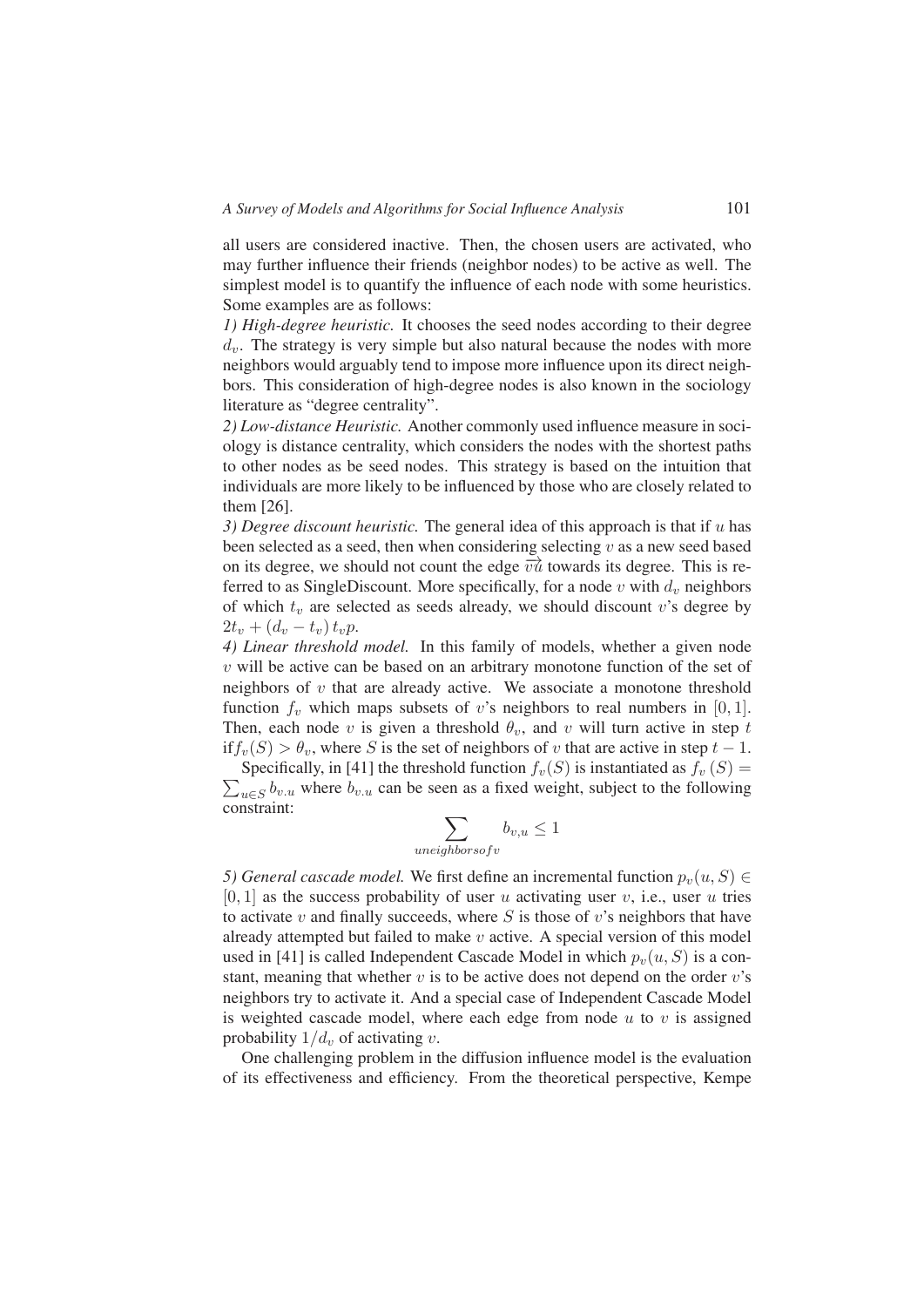all users are considered inactive. Then, the chosen users are activated, who may further influence their friends (neighbor nodes) to be active as well. The simplest model is to quantify the influence of each node with some heuristics. Some examples are as follows:

*1) High-degree heuristic.* It chooses the seed nodes according to their degree $d_v$. The strategy is very simple but also natural because the nodes with more neighbors would arguably tend to impose more influence upon its direct neighbors. This consideration of high-degree nodes is also known in the sociology literature as "degree centrality".

*2) Low-distance Heuristic.* Another commonly used influence measure in sociology is distance centrality, which considers the nodes with the shortest paths to other nodes as be seed nodes. This strategy is based on the intuition that individuals are more likely to be influenced by those who are closely related to them [26].

*3) Degree discount heuristic.* The general idea of this approach is that if $u$ has been selected as a seed, then when considering selecting $v$ as a new seed based on its degree, we should not count the edge $\overrightarrow{vu}$ towards its degree. This is referred to as SingleDiscount. More specifically, for a node $v$ with $d_v$ neighbors of which $t_v$ are selected as seeds already, we should discount $v$'s degree by $2t_v + (d_v - t_v)\, t_v p$.

*4) Linear threshold model.* In this family of models, whether a given node $v$ will be active can be based on an arbitrary monotone function of the set of neighbors of $v$ that are already active. We associate a monotone threshold function $f_v$ which maps subsets of $v$'s neighbors to real numbers in $[0, 1]$. Then, each node $v$ is given a threshold $\theta_v$, and $v$ will turn active in step $t$ if$f_v(S) > \theta_v$, where $S$ is the set of neighbors of $v$ that are active in step $t-1$. Specifically, in [41] the threshold function $f_v(S)$ is instantiated as $f_v(S) = \sum_{u \in S} b_{v.u}$ where $b_{v.u}$ can be seen as a fixed weight, subject to the following constraint:

$$\sum_{u neighbors of v} b_{v,u} \leq 1$$

*5) General cascade model.* We first define an incremental function $p_v(u, S) \in [0, 1]$ as the success probability of user $u$ activating user $v$, i.e., user $u$ tries to activate $v$ and finally succeeds, where $S$ is those of $v$'s neighbors that have already attempted but failed to make $v$ active. A special version of this model used in [41] is called Independent Cascade Model in which $p_v(u, S)$ is a constant, meaning that whether $v$ is to be active does not depend on the order $v$'s neighbors try to activate it. And a special case of Independent Cascade Model is weighted cascade model, where each edge from node $u$ to $v$ is assigned probability $1/d_v$ of activating $v$.

One challenging problem in the diffusion influence model is the evaluation of its effectiveness and efficiency. From the theoretical perspective, Kempe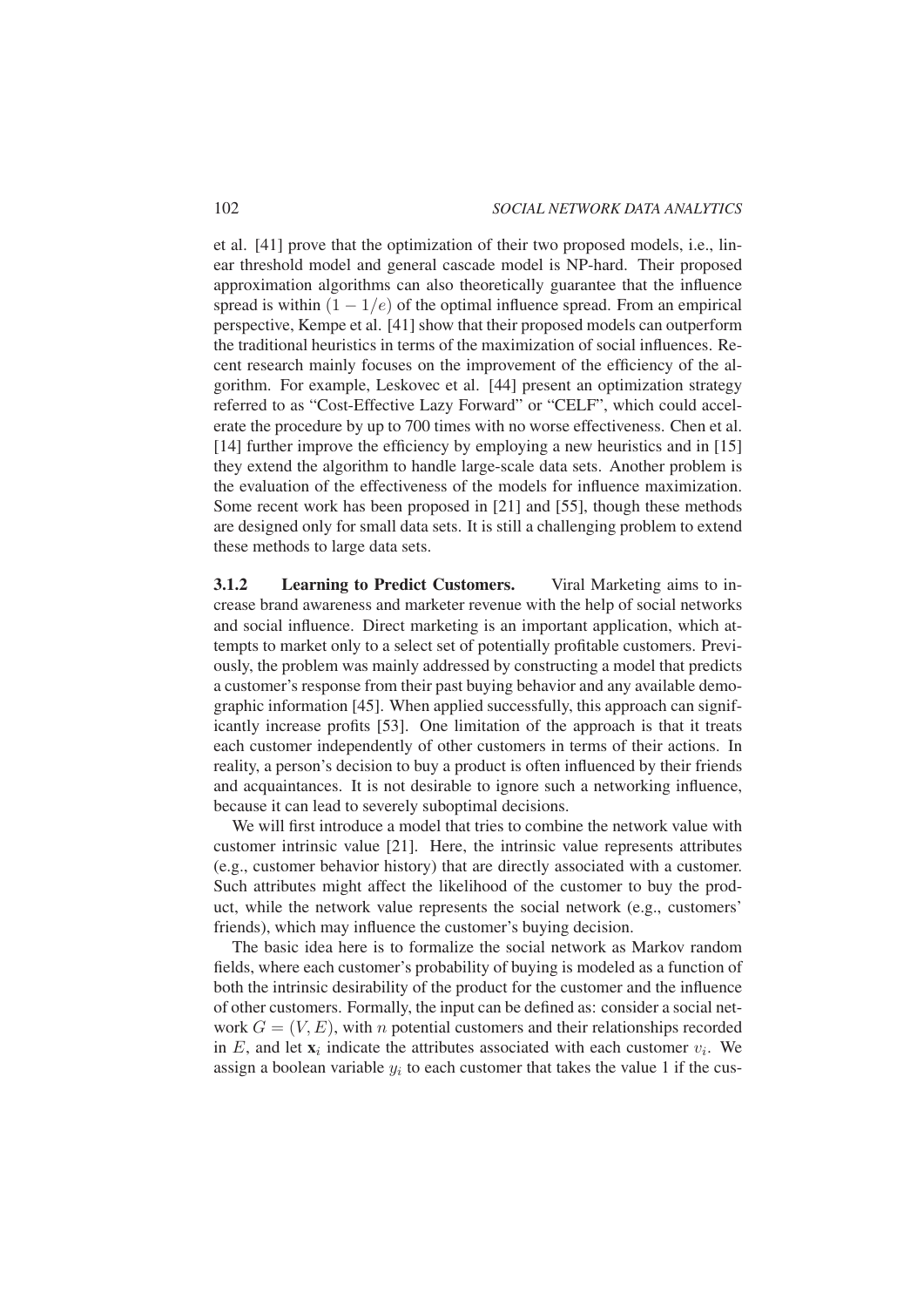et al. [41] prove that the optimization of their two proposed models, i.e., linear threshold model and general cascade model is NP-hard. Their proposed approximation algorithms can also theoretically guarantee that the influence spread is within $(1 - 1/e)$ of the optimal influence spread. From an empirical perspective, Kempe et al. [41] show that their proposed models can outperform the traditional heuristics in terms of the maximization of social influences. Recent research mainly focuses on the improvement of the efficiency of the algorithm. For example, Leskovec et al. [44] present an optimization strategy referred to as "Cost-Effective Lazy Forward" or "CELF", which could accelerate the procedure by up to 700 times with no worse effectiveness. Chen et al. [14] further improve the efficiency by employing a new heuristics and in [15] they extend the algorithm to handle large-scale data sets. Another problem is the evaluation of the effectiveness of the models for influence maximization. Some recent work has been proposed in [21] and [55], though these methods are designed only for small data sets. It is still a challenging problem to extend these methods to large data sets.

### 3.1.2 Learning to Predict Customers.

Viral Marketing aims to increase brand awareness and marketer revenue with the help of social networks and social influence. Direct marketing is an important application, which attempts to market only to a select set of potentially profitable customers. Previously, the problem was mainly addressed by constructing a model that predicts a customer's response from their past buying behavior and any available demographic information [45]. When applied successfully, this approach can significantly increase profits [53]. One limitation of the approach is that it treats each customer independently of other customers in terms of their actions. In reality, a person's decision to buy a product is often influenced by their friends and acquaintances. It is not desirable to ignore such a networking influence, because it can lead to severely suboptimal decisions.

We will first introduce a model that tries to combine the network value with customer intrinsic value [21]. Here, the intrinsic value represents attributes (e.g., customer behavior history) that are directly associated with a customer. Such attributes might affect the likelihood of the customer to buy the product, while the network value represents the social network (e.g., customers' friends), which may influence the customer's buying decision.

The basic idea here is to formalize the social network as Markov random fields, where each customer's probability of buying is modeled as a function of both the intrinsic desirability of the product for the customer and the influence of other customers. Formally, the input can be defined as: consider a social network $G = (V, E)$, with $n$ potential customers and their relationships recorded in $E$, and let $\mathbf{x}_i$ indicate the attributes associated with each customer $v_i$. We assign a boolean variable $y_i$ to each customer that takes the value 1 if the cus-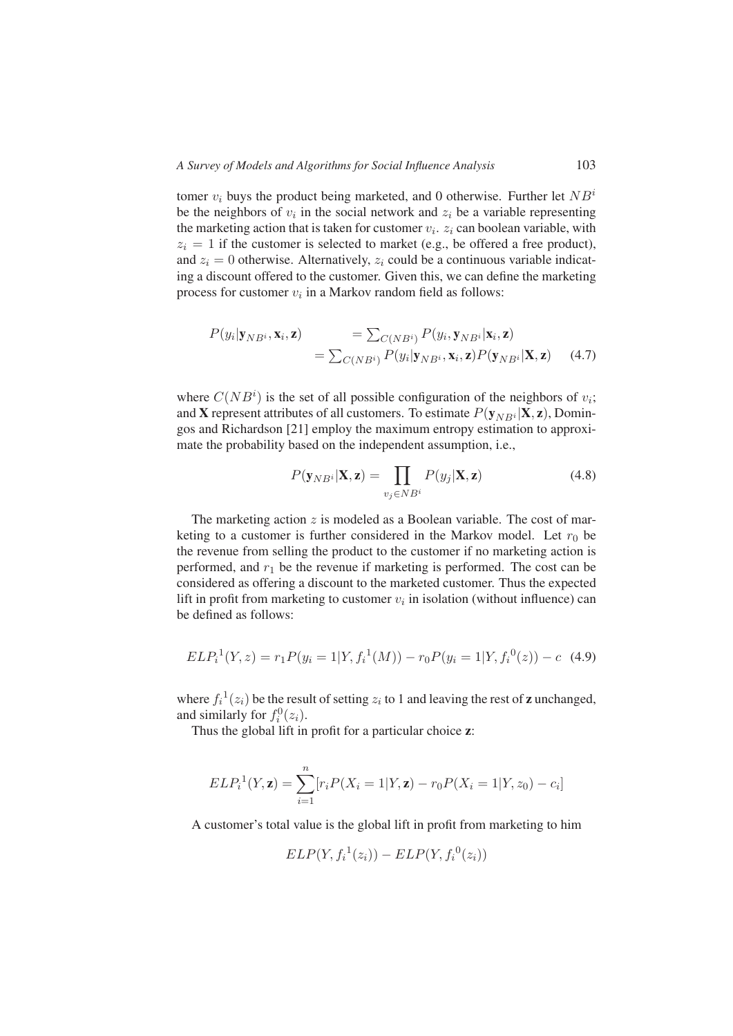tomer $v_i$ buys the product being marketed, and 0 otherwise. Further let $NB^i$ be the neighbors of $v_i$ in the social network and $z_i$ be a variable representing the marketing action that is taken for customer $v_i$. $z_i$ can boolean variable, with $z_i = 1$ if the customer is selected to market (e.g., be offered a free product), and $z_i = 0$ otherwise. Alternatively, $z_i$ could be a continuous variable indicating a discount offered to the customer. Given this, we can define the marketing process for customer $v_i$ in a Markov random field as follows:

$$
\begin{aligned}
P(y_i|\mathbf{y}_{NB^i}, \mathbf{x}_i, \mathbf{z}) &= \textstyle\sum_{C(NB^i)} P(y_i, \mathbf{y}_{NB^i}|\mathbf{x}_i, \mathbf{z}) \\
&= \textstyle\sum_{C(NB^i)} P(y_i|\mathbf{y}_{NB^i}, \mathbf{x}_i, \mathbf{z}) P(\mathbf{y}_{NB^i}|\mathbf{X}, \mathbf{z})
\end{aligned} \tag{4.7}
$$

where $C(NB^i)$ is the set of all possible configuration of the neighbors of $v_i$; and **X** represent attributes of all customers. To estimate $P(\mathbf{y}_{NB^i}|\mathbf{X}, \mathbf{z})$, Domingos and Richardson [21] employ the maximum entropy estimation to approximate the probability based on the independent assumption, i.e.,

$$
P(\mathbf{y}_{NB^i}|\mathbf{X}, \mathbf{z}) = \prod_{v_j \in NB^i} P(y_j|\mathbf{X}, \mathbf{z}) \tag{4.8}
$$

The marketing action $z$ is modeled as a Boolean variable. The cost of marketing to a customer is further considered in the Markov model. Let $r_0$ be the revenue from selling the product to the customer if no marketing action is performed, and $r_1$ be the revenue if marketing is performed. The cost can be considered as offering a discount to the marketed customer. Thus the expected lift in profit from marketing to customer $v_i$ in isolation (without influence) can be defined as follows:

$$
ELP_i^1(Y, z) = r_1 P(y_i = 1|Y, f_i^1(M)) - r_0 P(y_i = 1|Y, f_i^0(z)) - c \tag{4.9}
$$

where $f_i^1(z_i)$ be the result of setting $z_i$ to 1 and leaving the rest of **z** unchanged, and similarly for $f_i^0(z_i)$.

Thus the global lift in profit for a particular choice **z**:

$$
ELP_i^1(Y, \mathbf{z}) = \sum_{i=1}^{n} [r_i P(X_i = 1|Y, \mathbf{z}) - r_0 P(X_i = 1|Y, z_0) - c_i]
$$

A customer's total value is the global lift in profit from marketing to him

$$
ELP(Y, f_i^1(z_i)) - ELP(Y, f_i^0(z_i))
$$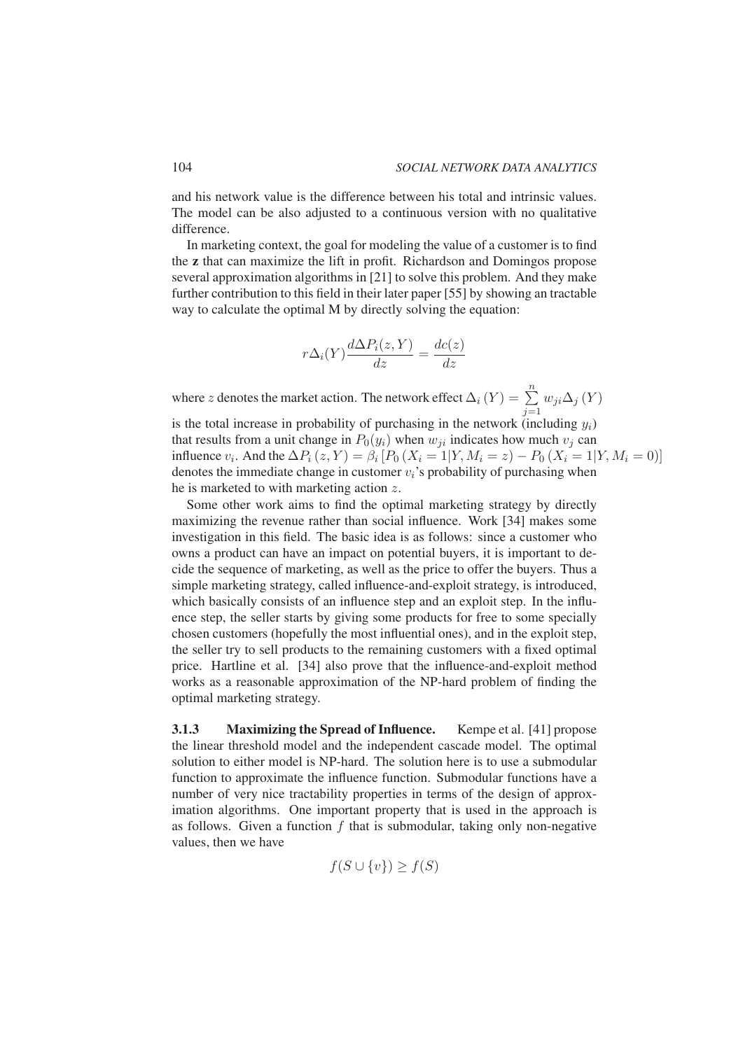and his network value is the difference between his total and intrinsic values. The model can be also adjusted to a continuous version with no qualitative difference.

In marketing context, the goal for modeling the value of a customer is to find the **z** that can maximize the lift in profit. Richardson and Domingos propose several approximation algorithms in [21] to solve this problem. And they make further contribution to this field in their later paper [55] by showing an tractable way to calculate the optimal M by directly solving the equation:

$$r\Delta_i(Y)\frac{d\Delta P_i(z,Y)}{dz} = \frac{dc(z)}{dz}$$

where $z$ denotes the market action. The network effect $\Delta_i(Y) = \sum_{j=1}^{n} w_{ji}\Delta_j(Y)$ is the total increase in probability of purchasing in the network (including $y_i$) that results from a unit change in $P_0(y_i)$ when $w_{ji}$ indicates how much $v_j$ can influence $v_i$. And the $\Delta P_i(z,Y) = \beta_i\left[P_0(X_i = 1|Y, M_i = z) - P_0(X_i = 1|Y, M_i = 0)\right]$ denotes the immediate change in customer $v_i$'s probability of purchasing when he is marketed to with marketing action $z$.

Some other work aims to find the optimal marketing strategy by directly maximizing the revenue rather than social influence. Work [34] makes some investigation in this field. The basic idea is as follows: since a customer who owns a product can have an impact on potential buyers, it is important to decide the sequence of marketing, as well as the price to offer the buyers. Thus a simple marketing strategy, called influence-and-exploit strategy, is introduced, which basically consists of an influence step and an exploit step. In the influence step, the seller starts by giving some products for free to some specially chosen customers (hopefully the most influential ones), and in the exploit step, the seller try to sell products to the remaining customers with a fixed optimal price. Hartline et al. [34] also prove that the influence-and-exploit method works as a reasonable approximation of the NP-hard problem of finding the optimal marketing strategy.

**3.1.3 Maximizing the Spread of Influence.** Kempe et al. [41] propose the linear threshold model and the independent cascade model. The optimal solution to either model is NP-hard. The solution here is to use a submodular function to approximate the influence function. Submodular functions have a number of very nice tractability properties in terms of the design of approximation algorithms. One important property that is used in the approach is as follows. Given a function $f$ that is submodular, taking only non-negative values, then we have

$$f(S \cup \{v\}) \geq f(S)$$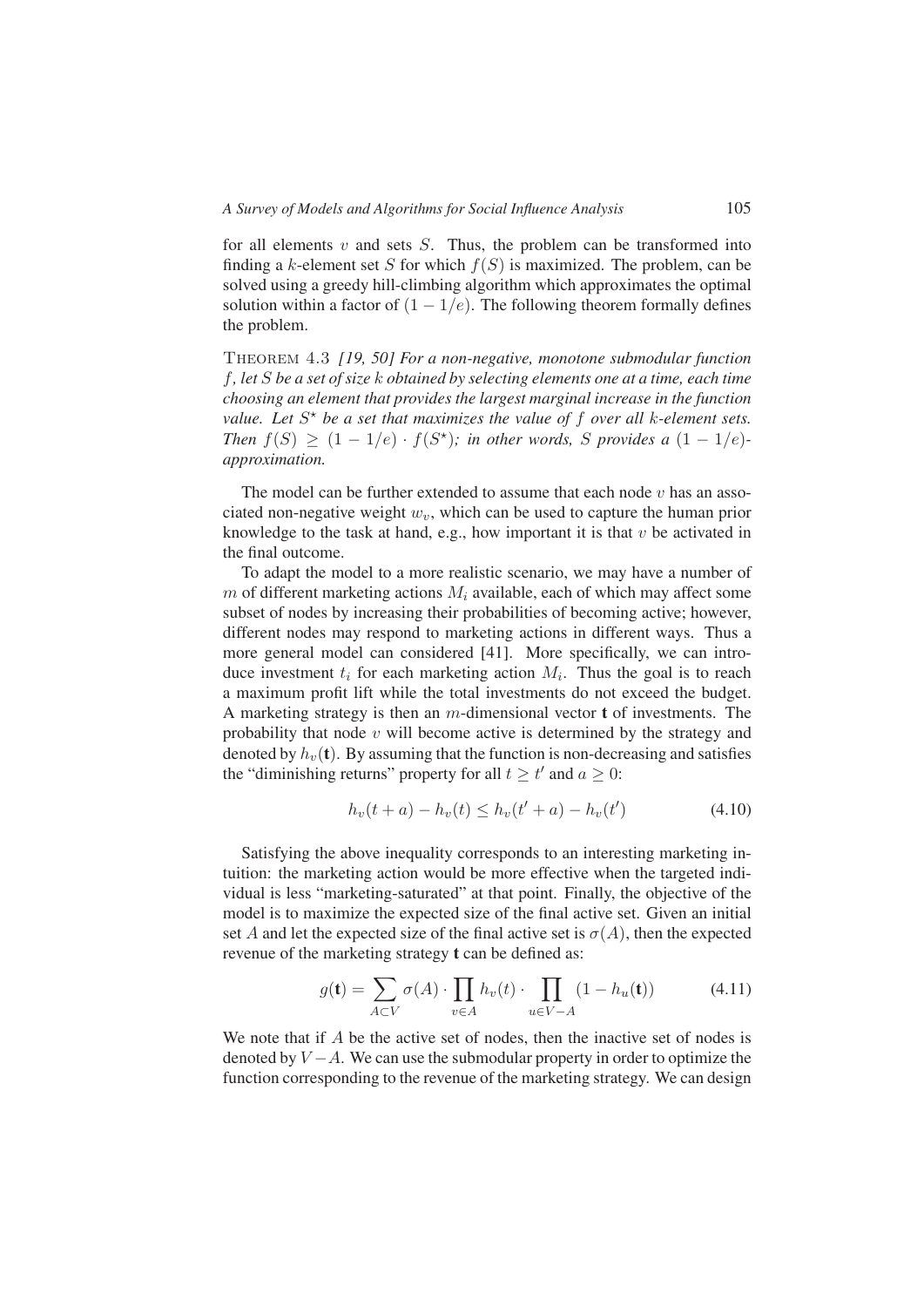for all elements $v$ and sets $S$. Thus, the problem can be transformed into finding a $k$-element set $S$ for which $f(S)$ is maximized. The problem, can be solved using a greedy hill-climbing algorithm which approximates the optimal solution within a factor of $(1 - 1/e)$. The following theorem formally defines the problem.

THEOREM 4.3 *[19, 50] For a non-negative, monotone submodular function $f$, let $S$ be a set of size $k$ obtained by selecting elements one at a time, each time choosing an element that provides the largest marginal increase in the function value. Let $S^\star$ be a set that maximizes the value of $f$ over all $k$-element sets. Then $f(S) \geq (1 - 1/e) \cdot f(S^\star)$; in other words, $S$ provides a $(1 - 1/e)$-approximation.*

The model can be further extended to assume that each node $v$ has an associated non-negative weight $w_v$, which can be used to capture the human prior knowledge to the task at hand, e.g., how important it is that $v$ be activated in the final outcome.

To adapt the model to a more realistic scenario, we may have a number of $m$ of different marketing actions $M_i$ available, each of which may affect some subset of nodes by increasing their probabilities of becoming active; however, different nodes may respond to marketing actions in different ways. Thus a more general model can considered [41]. More specifically, we can introduce investment $t_i$ for each marketing action $M_i$. Thus the goal is to reach a maximum profit lift while the total investments do not exceed the budget. A marketing strategy is then an $m$-dimensional vector $\mathbf{t}$ of investments. The probability that node $v$ will become active is determined by the strategy and denoted by $h_v(\mathbf{t})$. By assuming that the function is non-decreasing and satisfies the "diminishing returns" property for all $t \geq t'$ and $a \geq 0$:

$$h_v(t + a) - h_v(t) \leq h_v(t' + a) - h_v(t') \tag{4.10}$$

Satisfying the above inequality corresponds to an interesting marketing intuition: the marketing action would be more effective when the targeted individual is less "marketing-saturated" at that point. Finally, the objective of the model is to maximize the expected size of the final active set. Given an initial set $A$ and let the expected size of the final active set is $\sigma(A)$, then the expected revenue of the marketing strategy $\mathbf{t}$ can be defined as:

$$g(\mathbf{t}) = \sum_{A \subset V} \sigma(A) \cdot \prod_{v \in A} h_v(t) \cdot \prod_{u \in V - A} (1 - h_u(\mathbf{t})) \tag{4.11}$$

We note that if $A$ be the active set of nodes, then the inactive set of nodes is denoted by $V - A$. We can use the submodular property in order to optimize the function corresponding to the revenue of the marketing strategy. We can design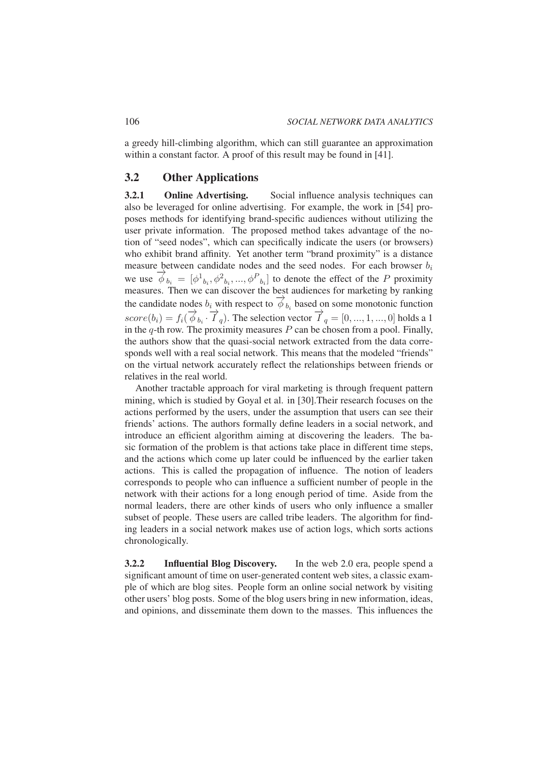a greedy hill-climbing algorithm, which can still guarantee an approximation within a constant factor. A proof of this result may be found in [41].

## 3.2 Other Applications

**3.2.1 Online Advertising.** Social influence analysis techniques can also be leveraged for online advertising. For example, the work in [54] proposes methods for identifying brand-specific audiences without utilizing the user private information. The proposed method takes advantage of the notion of "seed nodes", which can specifically indicate the users (or browsers) who exhibit brand affinity. Yet another term "brand proximity" is a distance measure between candidate nodes and the seed nodes. For each browser $b_i$ we use $\overrightarrow{\phi}_{b_i} = [\phi^1{}_{b_i}, \phi^2{}_{b_i}, ..., \phi^P{}_{b_i}]$ to denote the effect of the $P$ proximity measures. Then we can discover the best audiences for marketing by ranking the candidate nodes $b_i$ with respect to $\overrightarrow{\phi}_{b_i}$ based on some monotonic function $score(b_i) = f_i(\overrightarrow{\phi}_{b_i} \cdot \overrightarrow{I}_q)$. The selection vector $\overrightarrow{I}_q = [0, ..., 1, ..., 0]$ holds a 1 in the $q$-th row. The proximity measures $P$ can be chosen from a pool. Finally, the authors show that the quasi-social network extracted from the data corresponds well with a real social network. This means that the modeled "friends" on the virtual network accurately reflect the relationships between friends or relatives in the real world.

Another tractable approach for viral marketing is through frequent pattern mining, which is studied by Goyal et al. in [30].Their research focuses on the actions performed by the users, under the assumption that users can see their friends' actions. The authors formally define leaders in a social network, and introduce an efficient algorithm aiming at discovering the leaders. The basic formation of the problem is that actions take place in different time steps, and the actions which come up later could be influenced by the earlier taken actions. This is called the propagation of influence. The notion of leaders corresponds to people who can influence a sufficient number of people in the network with their actions for a long enough period of time. Aside from the normal leaders, there are other kinds of users who only influence a smaller subset of people. These users are called tribe leaders. The algorithm for finding leaders in a social network makes use of action logs, which sorts actions chronologically.

**3.2.2 Influential Blog Discovery.** In the web 2.0 era, people spend a significant amount of time on user-generated content web sites, a classic example of which are blog sites. People form an online social network by visiting other users' blog posts. Some of the blog users bring in new information, ideas, and opinions, and disseminate them down to the masses. This influences the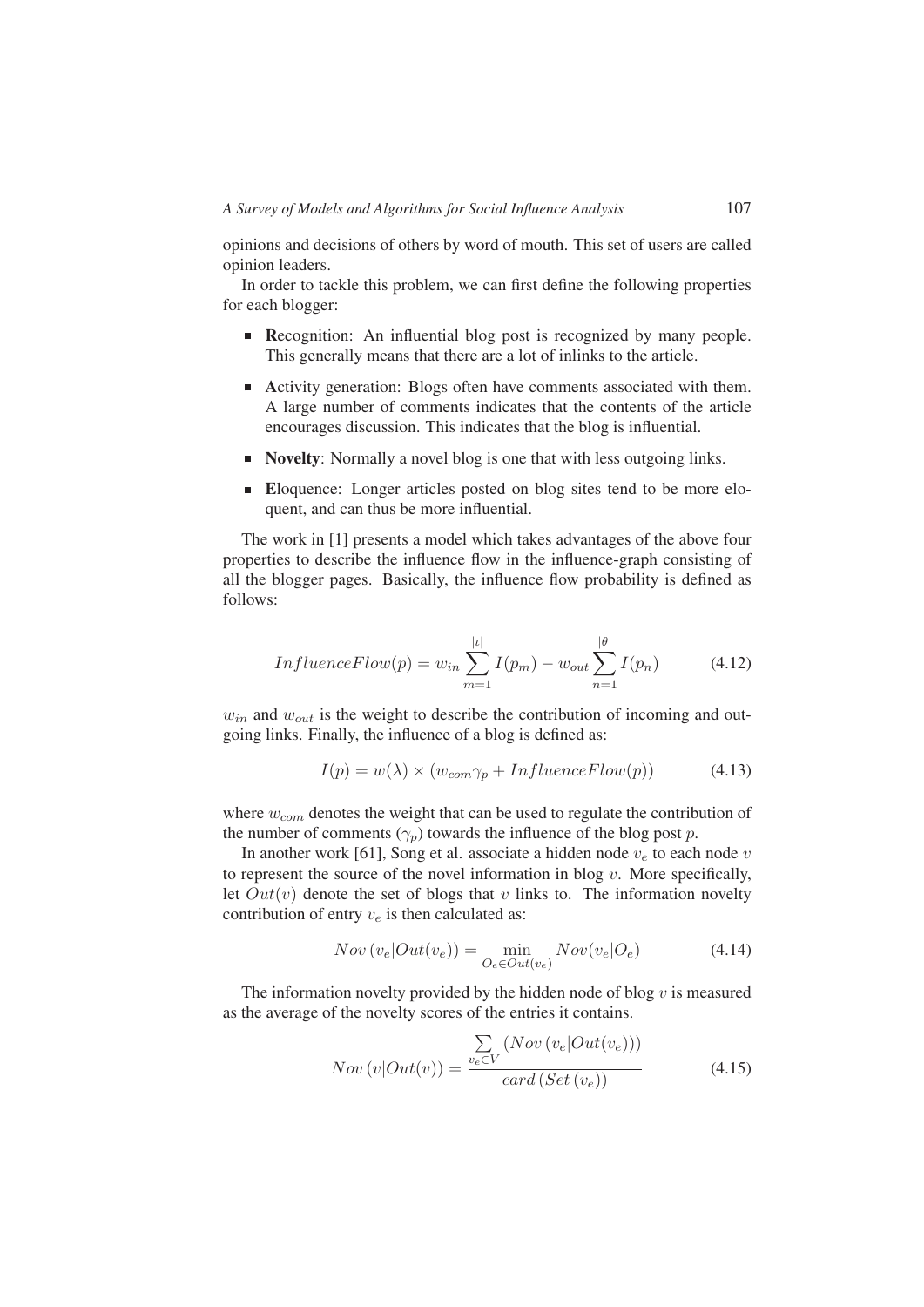opinions and decisions of others by word of mouth. This set of users are called opinion leaders.

In order to tackle this problem, we can first define the following properties for each blogger:

- **R**ecognition: An influential blog post is recognized by many people. This generally means that there are a lot of inlinks to the article.
- **A**ctivity generation: Blogs often have comments associated with them. A large number of comments indicates that the contents of the article encourages discussion. This indicates that the blog is influential.
- **Novelty**: Normally a novel blog is one that with less outgoing links.
- **E**loquence: Longer articles posted on blog sites tend to be more eloquent, and can thus be more influential.

The work in [1] presents a model which takes advantages of the above four properties to describe the influence flow in the influence-graph consisting of all the blogger pages. Basically, the influence flow probability is defined as follows:

$$InfluenceFlow(p) = w_{in} \sum_{m=1}^{|\iota|} I(p_m) - w_{out} \sum_{n=1}^{|\theta|} I(p_n) \tag{4.12}$$

$w_{in}$ and $w_{out}$ is the weight to describe the contribution of incoming and outgoing links. Finally, the influence of a blog is defined as:

$$I(p) = w(\lambda) \times (w_{com}\gamma_p + InfluenceFlow(p)) \tag{4.13}$$

where $w_{com}$ denotes the weight that can be used to regulate the contribution of the number of comments ($\gamma_p$) towards the influence of the blog post $p$.

In another work [61], Song et al. associate a hidden node $v_e$ to each node $v$ to represent the source of the novel information in blog $v$. More specifically, let $Out(v)$ denote the set of blogs that $v$ links to. The information novelty contribution of entry $v_e$ is then calculated as:

$$Nov\left(v_e|Out(v_e)\right) = \min_{O_e \in Out(v_e)} Nov(v_e|O_e) \tag{4.14}$$

The information novelty provided by the hidden node of blog $v$ is measured as the average of the novelty scores of the entries it contains.

$$Nov\left(v|Out(v)\right) = \frac{\sum_{v_e \in V} \left(Nov\left(v_e|Out(v_e)\right)\right)}{card\left(Set\left(v_e\right)\right)} \tag{4.15}$$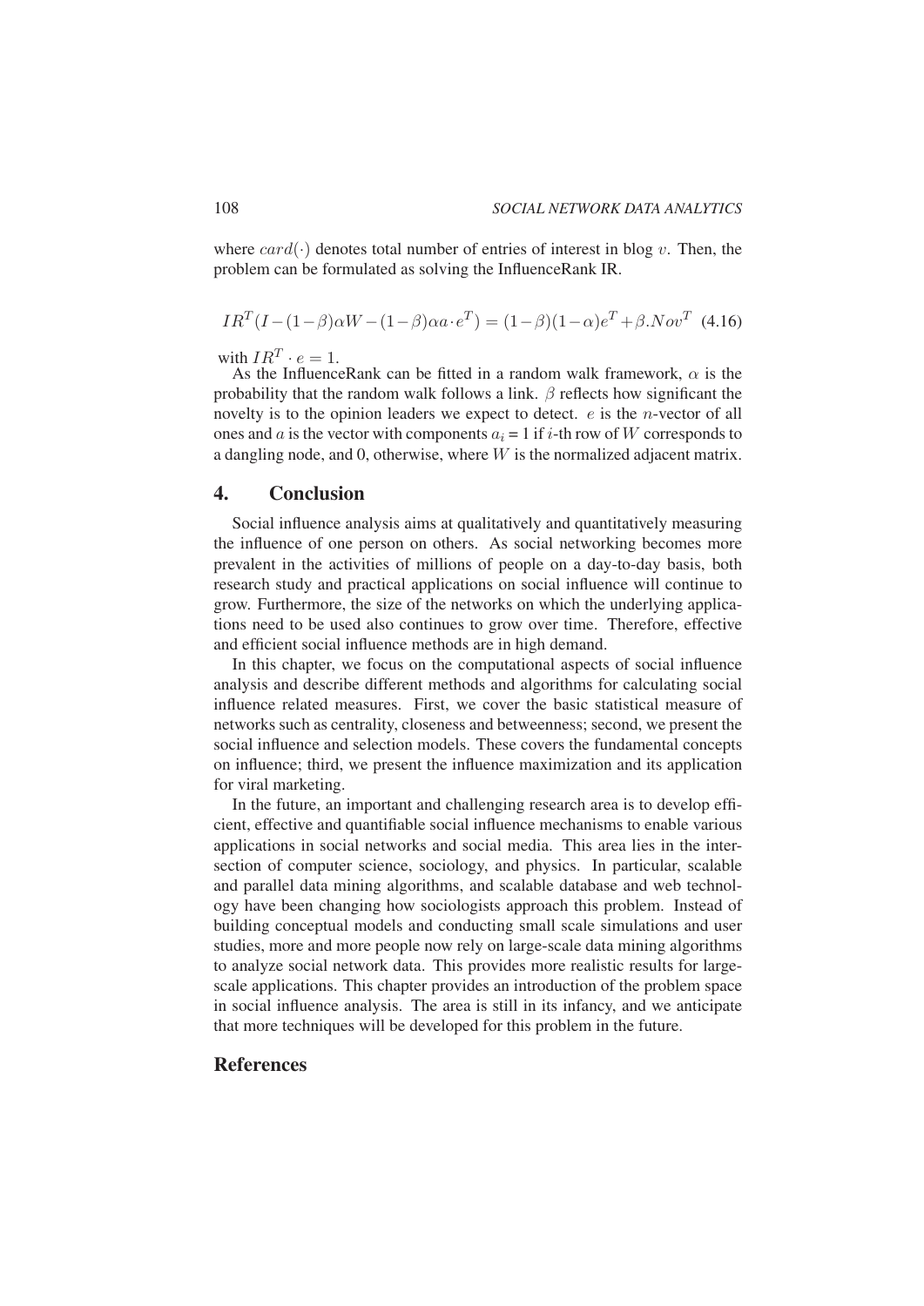where $card(\cdot)$ denotes total number of entries of interest in blog $v$. Then, the problem can be formulated as solving the InfluenceRank IR.

$$IR^T(I-(1-\beta)\alpha W-(1-\beta)\alpha a\cdot e^T)=(1-\beta)(1-\alpha)e^T+\beta.Nov^T \quad (4.16)$$

with $IR^T \cdot e = 1$.

As the InfluenceRank can be fitted in a random walk framework, $\alpha$ is the probability that the random walk follows a link. $\beta$ reflects how significant the novelty is to the opinion leaders we expect to detect. $e$ is the $n$-vector of all ones and $a$ is the vector with components $a_i = 1$ if $i$-th row of $W$ corresponds to a dangling node, and 0, otherwise, where $W$ is the normalized adjacent matrix.

## 4. Conclusion

Social influence analysis aims at qualitatively and quantitatively measuring the influence of one person on others. As social networking becomes more prevalent in the activities of millions of people on a day-to-day basis, both research study and practical applications on social influence will continue to grow. Furthermore, the size of the networks on which the underlying applications need to be used also continues to grow over time. Therefore, effective and efficient social influence methods are in high demand.

In this chapter, we focus on the computational aspects of social influence analysis and describe different methods and algorithms for calculating social influence related measures. First, we cover the basic statistical measure of networks such as centrality, closeness and betweenness; second, we present the social influence and selection models. These covers the fundamental concepts on influence; third, we present the influence maximization and its application for viral marketing.

In the future, an important and challenging research area is to develop efficient, effective and quantifiable social influence mechanisms to enable various applications in social networks and social media. This area lies in the intersection of computer science, sociology, and physics. In particular, scalable and parallel data mining algorithms, and scalable database and web technology have been changing how sociologists approach this problem. Instead of building conceptual models and conducting small scale simulations and user studies, more and more people now rely on large-scale data mining algorithms to analyze social network data. This provides more realistic results for large-scale applications. This chapter provides an introduction of the problem space in social influence analysis. The area is still in its infancy, and we anticipate that more techniques will be developed for this problem in the future.

## References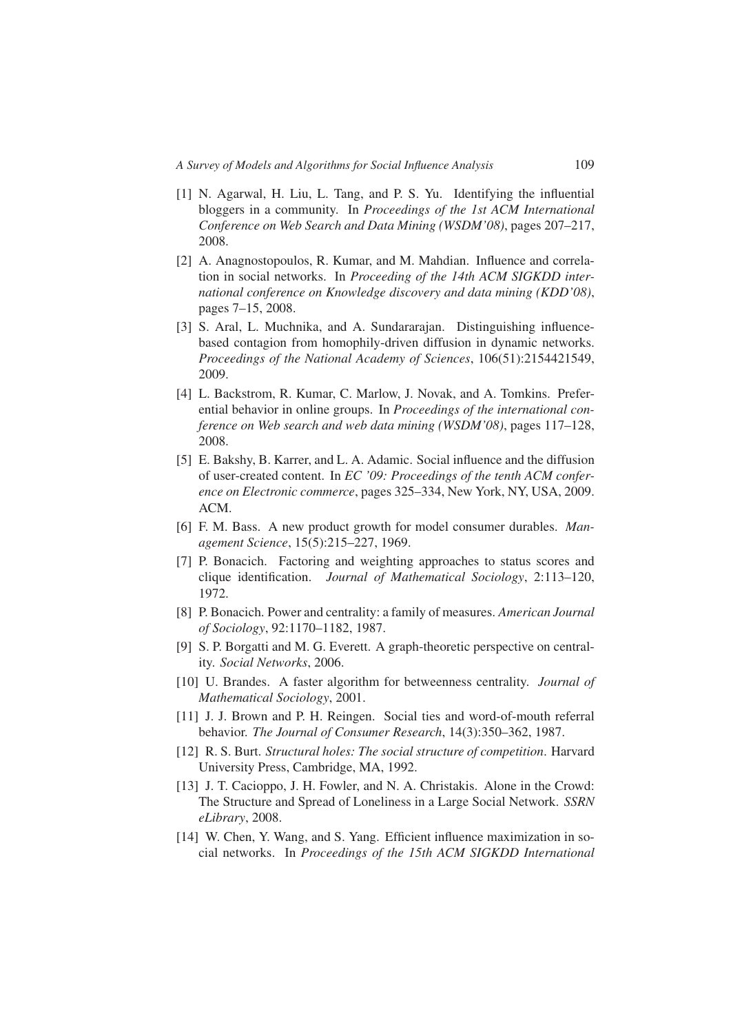[1] N. Agarwal, H. Liu, L. Tang, and P. S. Yu. Identifying the influential bloggers in a community. In *Proceedings of the 1st ACM International Conference on Web Search and Data Mining (WSDM'08)*, pages 207–217, 2008.

[2] A. Anagnostopoulos, R. Kumar, and M. Mahdian. Influence and correlation in social networks. In *Proceeding of the 14th ACM SIGKDD international conference on Knowledge discovery and data mining (KDD'08)*, pages 7–15, 2008.

[3] S. Aral, L. Muchnika, and A. Sundararajan. Distinguishing influence-based contagion from homophily-driven diffusion in dynamic networks. *Proceedings of the National Academy of Sciences*, 106(51):2154421549, 2009.

[4] L. Backstrom, R. Kumar, C. Marlow, J. Novak, and A. Tomkins. Preferential behavior in online groups. In *Proceedings of the international conference on Web search and web data mining (WSDM'08)*, pages 117–128, 2008.

[5] E. Bakshy, B. Karrer, and L. A. Adamic. Social influence and the diffusion of user-created content. In *EC '09: Proceedings of the tenth ACM conference on Electronic commerce*, pages 325–334, New York, NY, USA, 2009. ACM.

[6] F. M. Bass. A new product growth for model consumer durables. *Management Science*, 15(5):215–227, 1969.

[7] P. Bonacich. Factoring and weighting approaches to status scores and clique identification. *Journal of Mathematical Sociology*, 2:113–120, 1972.

[8] P. Bonacich. Power and centrality: a family of measures. *American Journal of Sociology*, 92:1170–1182, 1987.

[9] S. P. Borgatti and M. G. Everett. A graph-theoretic perspective on centrality. *Social Networks*, 2006.

[10] U. Brandes. A faster algorithm for betweenness centrality. *Journal of Mathematical Sociology*, 2001.

[11] J. J. Brown and P. H. Reingen. Social ties and word-of-mouth referral behavior. *The Journal of Consumer Research*, 14(3):350–362, 1987.

[12] R. S. Burt. *Structural holes: The social structure of competition*. Harvard University Press, Cambridge, MA, 1992.

[13] J. T. Cacioppo, J. H. Fowler, and N. A. Christakis. Alone in the Crowd: The Structure and Spread of Loneliness in a Large Social Network. *SSRN eLibrary*, 2008.

[14] W. Chen, Y. Wang, and S. Yang. Efficient influence maximization in social networks. In *Proceedings of the 15th ACM SIGKDD International*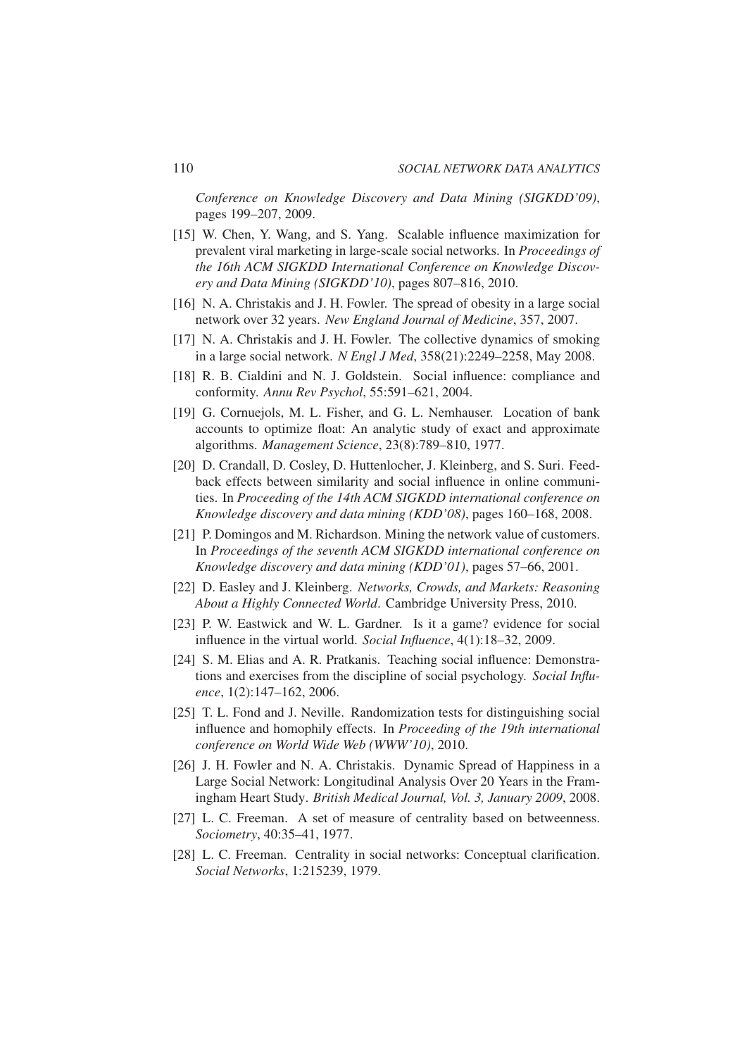*Conference on Knowledge Discovery and Data Mining (SIGKDD'09)*, pages 199–207, 2009.

[15] W. Chen, Y. Wang, and S. Yang. Scalable influence maximization for prevalent viral marketing in large-scale social networks. In *Proceedings of the 16th ACM SIGKDD International Conference on Knowledge Discovery and Data Mining (SIGKDD'10)*, pages 807–816, 2010.

[16] N. A. Christakis and J. H. Fowler. The spread of obesity in a large social network over 32 years. *New England Journal of Medicine*, 357, 2007.

[17] N. A. Christakis and J. H. Fowler. The collective dynamics of smoking in a large social network. *N Engl J Med*, 358(21):2249–2258, May 2008.

[18] R. B. Cialdini and N. J. Goldstein. Social influence: compliance and conformity. *Annu Rev Psychol*, 55:591–621, 2004.

[19] G. Cornuejols, M. L. Fisher, and G. L. Nemhauser. Location of bank accounts to optimize float: An analytic study of exact and approximate algorithms. *Management Science*, 23(8):789–810, 1977.

[20] D. Crandall, D. Cosley, D. Huttenlocher, J. Kleinberg, and S. Suri. Feedback effects between similarity and social influence in online communities. In *Proceeding of the 14th ACM SIGKDD international conference on Knowledge discovery and data mining (KDD'08)*, pages 160–168, 2008.

[21] P. Domingos and M. Richardson. Mining the network value of customers. In *Proceedings of the seventh ACM SIGKDD international conference on Knowledge discovery and data mining (KDD'01)*, pages 57–66, 2001.

[22] D. Easley and J. Kleinberg. *Networks, Crowds, and Markets: Reasoning About a Highly Connected World*. Cambridge University Press, 2010.

[23] P. W. Eastwick and W. L. Gardner. Is it a game? evidence for social influence in the virtual world. *Social Influence*, 4(1):18–32, 2009.

[24] S. M. Elias and A. R. Pratkanis. Teaching social influence: Demonstrations and exercises from the discipline of social psychology. *Social Influence*, 1(2):147–162, 2006.

[25] T. L. Fond and J. Neville. Randomization tests for distinguishing social influence and homophily effects. In *Proceeding of the 19th international conference on World Wide Web (WWW'10)*, 2010.

[26] J. H. Fowler and N. A. Christakis. Dynamic Spread of Happiness in a Large Social Network: Longitudinal Analysis Over 20 Years in the Framingham Heart Study. *British Medical Journal, Vol. 3, January 2009*, 2008.

[27] L. C. Freeman. A set of measure of centrality based on betweenness. *Sociometry*, 40:35–41, 1977.

[28] L. C. Freeman. Centrality in social networks: Conceptual clarification. *Social Networks*, 1:215239, 1979.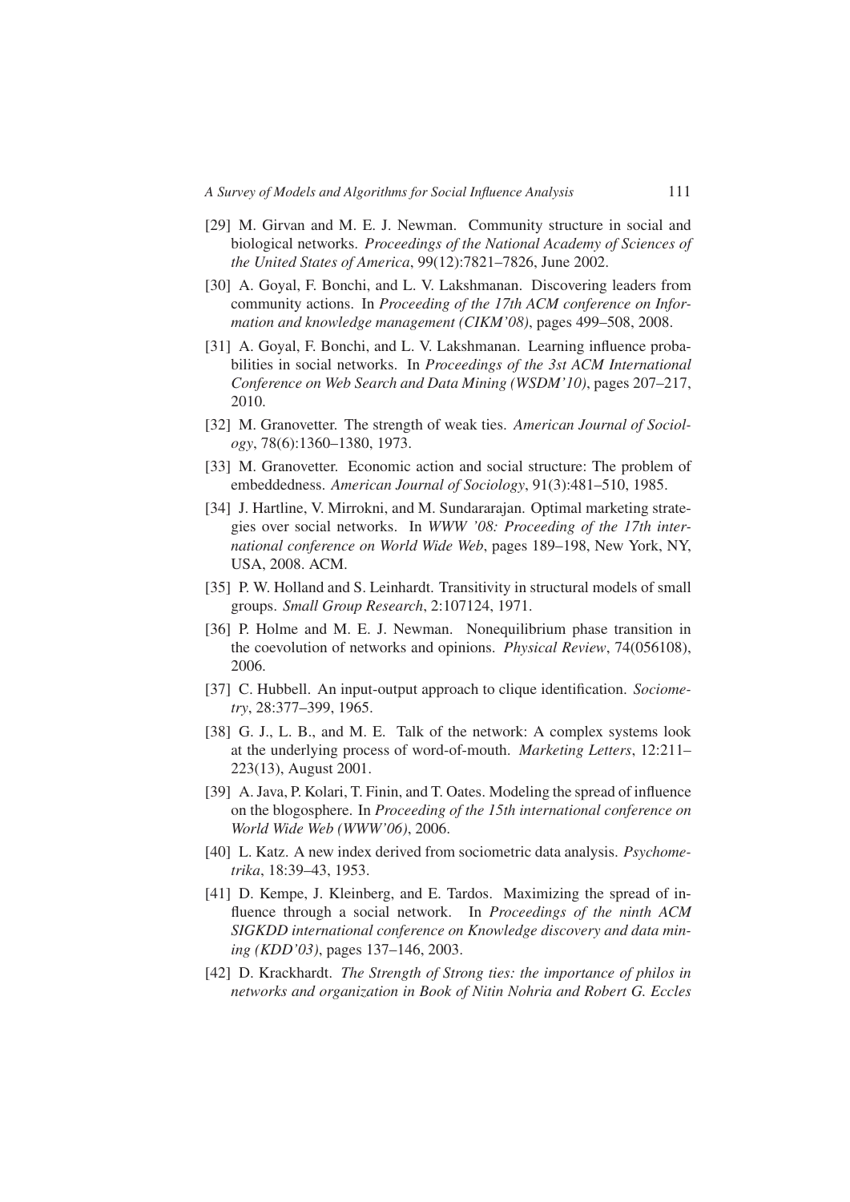[29] M. Girvan and M. E. J. Newman. Community structure in social and biological networks. *Proceedings of the National Academy of Sciences of the United States of America*, 99(12):7821–7826, June 2002.

[30] A. Goyal, F. Bonchi, and L. V. Lakshmanan. Discovering leaders from community actions. In *Proceeding of the 17th ACM conference on Information and knowledge management (CIKM'08)*, pages 499–508, 2008.

[31] A. Goyal, F. Bonchi, and L. V. Lakshmanan. Learning influence probabilities in social networks. In *Proceedings of the 3st ACM International Conference on Web Search and Data Mining (WSDM'10)*, pages 207–217, 2010.

[32] M. Granovetter. The strength of weak ties. *American Journal of Sociology*, 78(6):1360–1380, 1973.

[33] M. Granovetter. Economic action and social structure: The problem of embeddedness. *American Journal of Sociology*, 91(3):481–510, 1985.

[34] J. Hartline, V. Mirrokni, and M. Sundararajan. Optimal marketing strategies over social networks. In *WWW '08: Proceeding of the 17th international conference on World Wide Web*, pages 189–198, New York, NY, USA, 2008. ACM.

[35] P. W. Holland and S. Leinhardt. Transitivity in structural models of small groups. *Small Group Research*, 2:107124, 1971.

[36] P. Holme and M. E. J. Newman. Nonequilibrium phase transition in the coevolution of networks and opinions. *Physical Review*, 74(056108), 2006.

[37] C. Hubbell. An input-output approach to clique identification. *Sociometry*, 28:377–399, 1965.

[38] G. J., L. B., and M. E. Talk of the network: A complex systems look at the underlying process of word-of-mouth. *Marketing Letters*, 12:211–223(13), August 2001.

[39] A. Java, P. Kolari, T. Finin, and T. Oates. Modeling the spread of influence on the blogosphere. In *Proceeding of the 15th international conference on World Wide Web (WWW'06)*, 2006.

[40] L. Katz. A new index derived from sociometric data analysis. *Psychometrika*, 18:39–43, 1953.

[41] D. Kempe, J. Kleinberg, and E. Tardos. Maximizing the spread of influence through a social network. In *Proceedings of the ninth ACM SIGKDD international conference on Knowledge discovery and data mining (KDD'03)*, pages 137–146, 2003.

[42] D. Krackhardt. *The Strength of Strong ties: the importance of philos in networks and organization in Book of Nitin Nohria and Robert G. Eccles*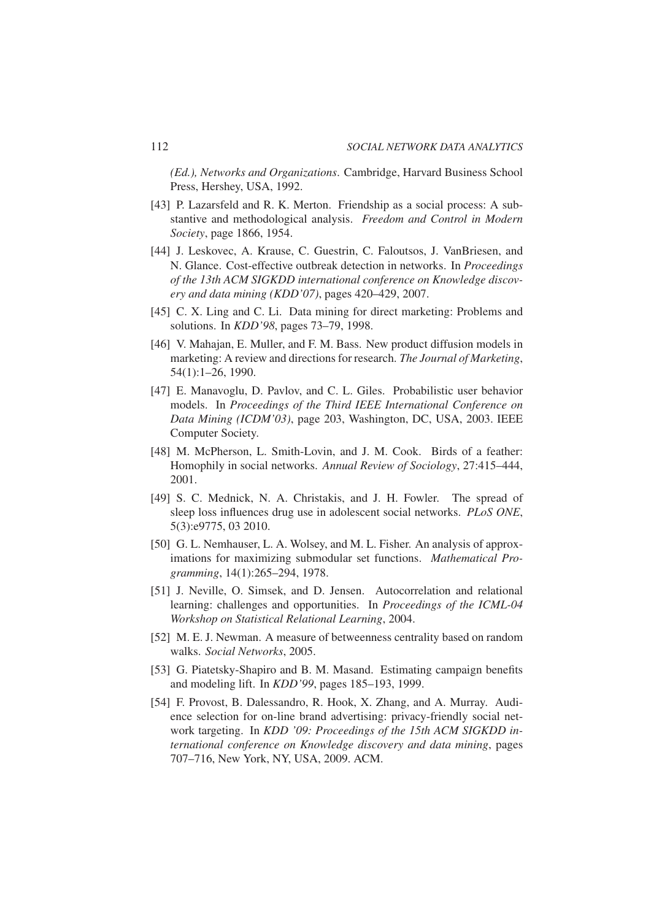*(Ed.), Networks and Organizations*. Cambridge, Harvard Business School Press, Hershey, USA, 1992.

[43] P. Lazarsfeld and R. K. Merton. Friendship as a social process: A substantive and methodological analysis. *Freedom and Control in Modern Society*, page 1866, 1954.

[44] J. Leskovec, A. Krause, C. Guestrin, C. Faloutsos, J. VanBriesen, and N. Glance. Cost-effective outbreak detection in networks. In *Proceedings of the 13th ACM SIGKDD international conference on Knowledge discovery and data mining (KDD'07)*, pages 420–429, 2007.

[45] C. X. Ling and C. Li. Data mining for direct marketing: Problems and solutions. In *KDD'98*, pages 73–79, 1998.

[46] V. Mahajan, E. Muller, and F. M. Bass. New product diffusion models in marketing: A review and directions for research. *The Journal of Marketing*, 54(1):1–26, 1990.

[47] E. Manavoglu, D. Pavlov, and C. L. Giles. Probabilistic user behavior models. In *Proceedings of the Third IEEE International Conference on Data Mining (ICDM'03)*, page 203, Washington, DC, USA, 2003. IEEE Computer Society.

[48] M. McPherson, L. Smith-Lovin, and J. M. Cook. Birds of a feather: Homophily in social networks. *Annual Review of Sociology*, 27:415–444, 2001.

[49] S. C. Mednick, N. A. Christakis, and J. H. Fowler. The spread of sleep loss influences drug use in adolescent social networks. *PLoS ONE*, 5(3):e9775, 03 2010.

[50] G. L. Nemhauser, L. A. Wolsey, and M. L. Fisher. An analysis of approximations for maximizing submodular set functions. *Mathematical Programming*, 14(1):265–294, 1978.

[51] J. Neville, O. Simsek, and D. Jensen. Autocorrelation and relational learning: challenges and opportunities. In *Proceedings of the ICML-04 Workshop on Statistical Relational Learning*, 2004.

[52] M. E. J. Newman. A measure of betweenness centrality based on random walks. *Social Networks*, 2005.

[53] G. Piatetsky-Shapiro and B. M. Masand. Estimating campaign benefits and modeling lift. In *KDD'99*, pages 185–193, 1999.

[54] F. Provost, B. Dalessandro, R. Hook, X. Zhang, and A. Murray. Audience selection for on-line brand advertising: privacy-friendly social network targeting. In *KDD '09: Proceedings of the 15th ACM SIGKDD international conference on Knowledge discovery and data mining*, pages 707–716, New York, NY, USA, 2009. ACM.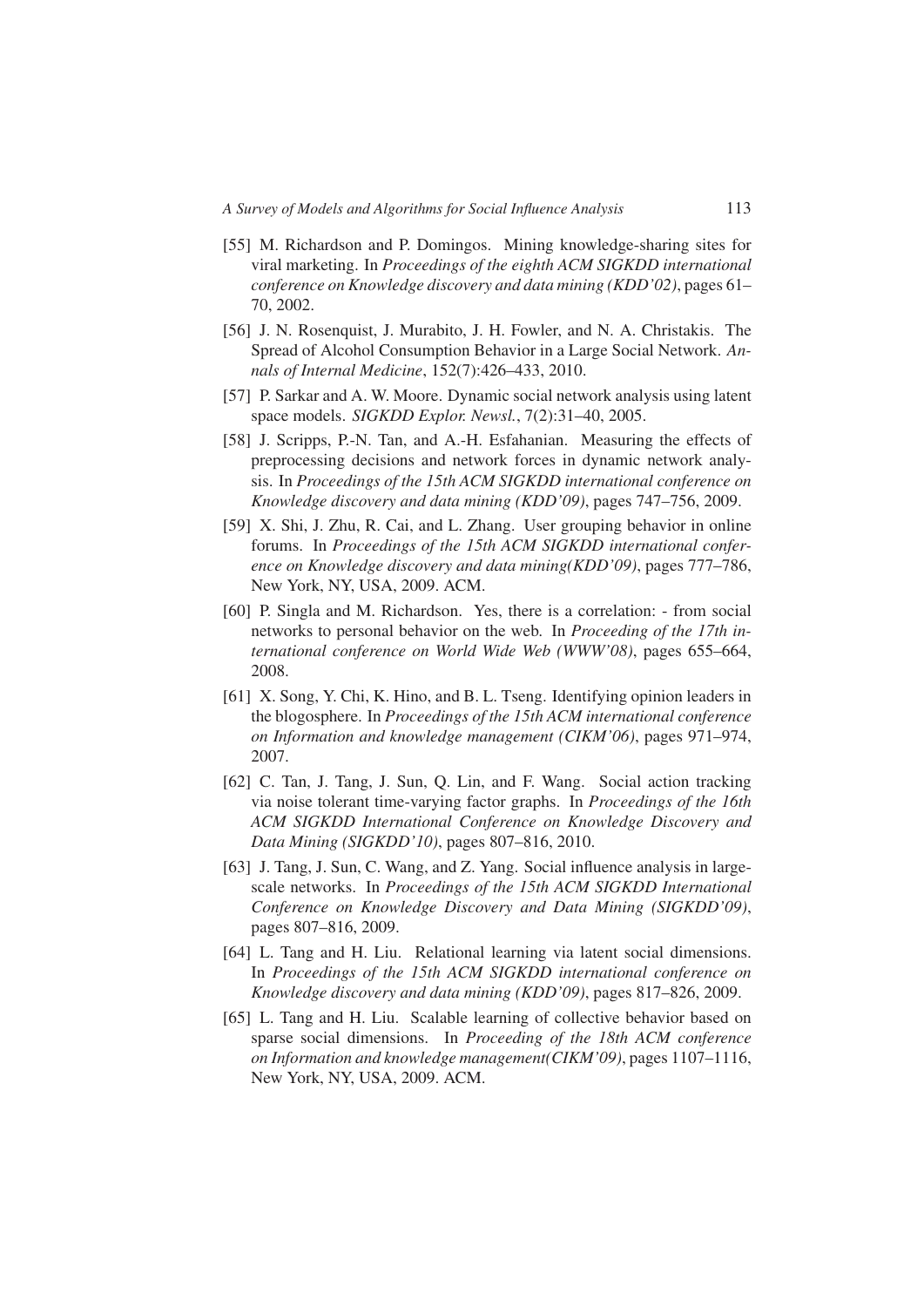[55] M. Richardson and P. Domingos. Mining knowledge-sharing sites for viral marketing. In *Proceedings of the eighth ACM SIGKDD international conference on Knowledge discovery and data mining (KDD'02)*, pages 61–70, 2002.

[56] J. N. Rosenquist, J. Murabito, J. H. Fowler, and N. A. Christakis. The Spread of Alcohol Consumption Behavior in a Large Social Network. *Annals of Internal Medicine*, 152(7):426–433, 2010.

[57] P. Sarkar and A. W. Moore. Dynamic social network analysis using latent space models. *SIGKDD Explor. Newsl.*, 7(2):31–40, 2005.

[58] J. Scripps, P.-N. Tan, and A.-H. Esfahanian. Measuring the effects of preprocessing decisions and network forces in dynamic network analysis. In *Proceedings of the 15th ACM SIGKDD international conference on Knowledge discovery and data mining (KDD'09)*, pages 747–756, 2009.

[59] X. Shi, J. Zhu, R. Cai, and L. Zhang. User grouping behavior in online forums. In *Proceedings of the 15th ACM SIGKDD international conference on Knowledge discovery and data mining(KDD'09)*, pages 777–786, New York, NY, USA, 2009. ACM.

[60] P. Singla and M. Richardson. Yes, there is a correlation: - from social networks to personal behavior on the web. In *Proceeding of the 17th international conference on World Wide Web (WWW'08)*, pages 655–664, 2008.

[61] X. Song, Y. Chi, K. Hino, and B. L. Tseng. Identifying opinion leaders in the blogosphere. In *Proceedings of the 15th ACM international conference on Information and knowledge management (CIKM'06)*, pages 971–974, 2007.

[62] C. Tan, J. Tang, J. Sun, Q. Lin, and F. Wang. Social action tracking via noise tolerant time-varying factor graphs. In *Proceedings of the 16th ACM SIGKDD International Conference on Knowledge Discovery and Data Mining (SIGKDD'10)*, pages 807–816, 2010.

[63] J. Tang, J. Sun, C. Wang, and Z. Yang. Social influence analysis in large-scale networks. In *Proceedings of the 15th ACM SIGKDD International Conference on Knowledge Discovery and Data Mining (SIGKDD'09)*, pages 807–816, 2009.

[64] L. Tang and H. Liu. Relational learning via latent social dimensions. In *Proceedings of the 15th ACM SIGKDD international conference on Knowledge discovery and data mining (KDD'09)*, pages 817–826, 2009.

[65] L. Tang and H. Liu. Scalable learning of collective behavior based on sparse social dimensions. In *Proceeding of the 18th ACM conference on Information and knowledge management(CIKM'09)*, pages 1107–1116, New York, NY, USA, 2009. ACM.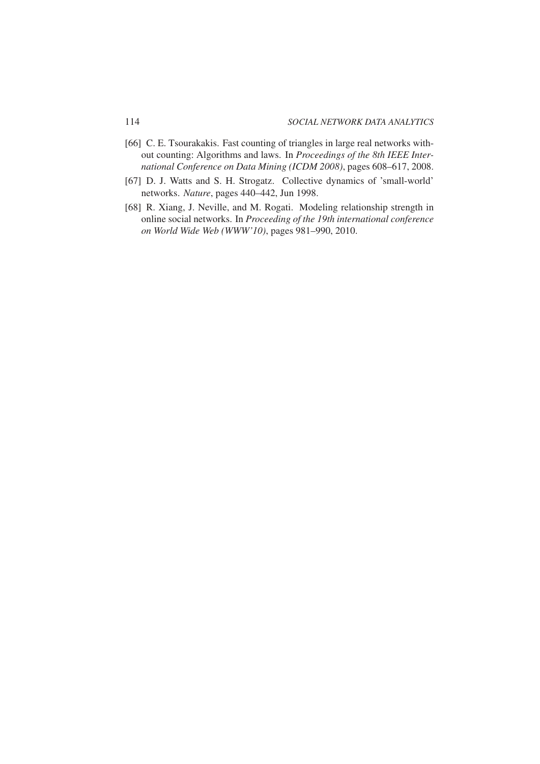[66] C. E. Tsourakakis. Fast counting of triangles in large real networks without counting: Algorithms and laws. In *Proceedings of the 8th IEEE International Conference on Data Mining (ICDM 2008)*, pages 608–617, 2008.

[67] D. J. Watts and S. H. Strogatz. Collective dynamics of 'small-world' networks. *Nature*, pages 440–442, Jun 1998.

[68] R. Xiang, J. Neville, and M. Rogati. Modeling relationship strength in online social networks. In *Proceeding of the 19th international conference on World Wide Web (WWW'10)*, pages 981–990, 2010.